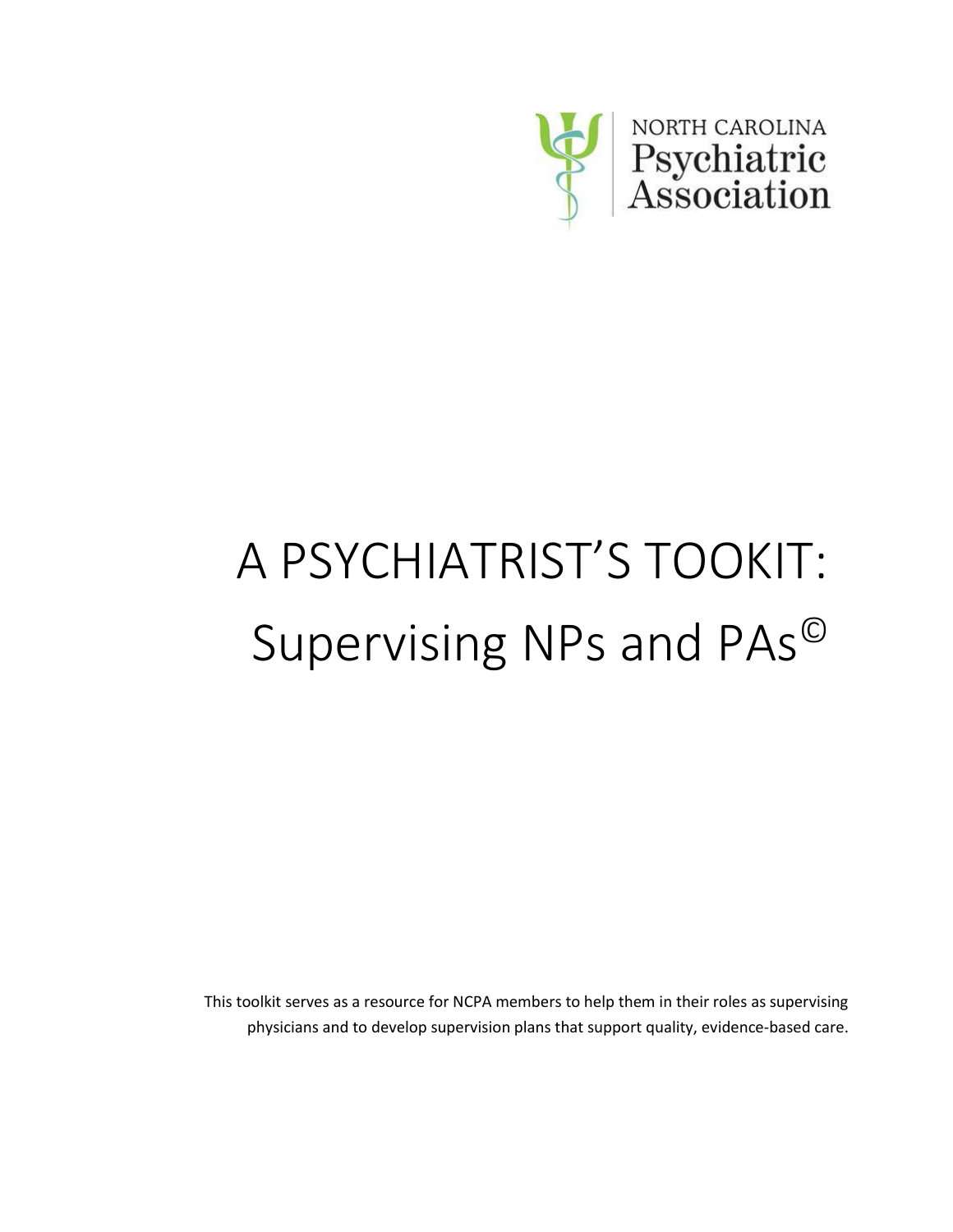NORTH CAROLINA
Psychiatric
Association

# A PSYCHIATRIST'S TOOKIT: Supervising NPs and PAs©

This toolkit serves as a resource for NCPA members to help them in their roles as supervising physicians and to develop supervision plans that support quality, evidence-based care.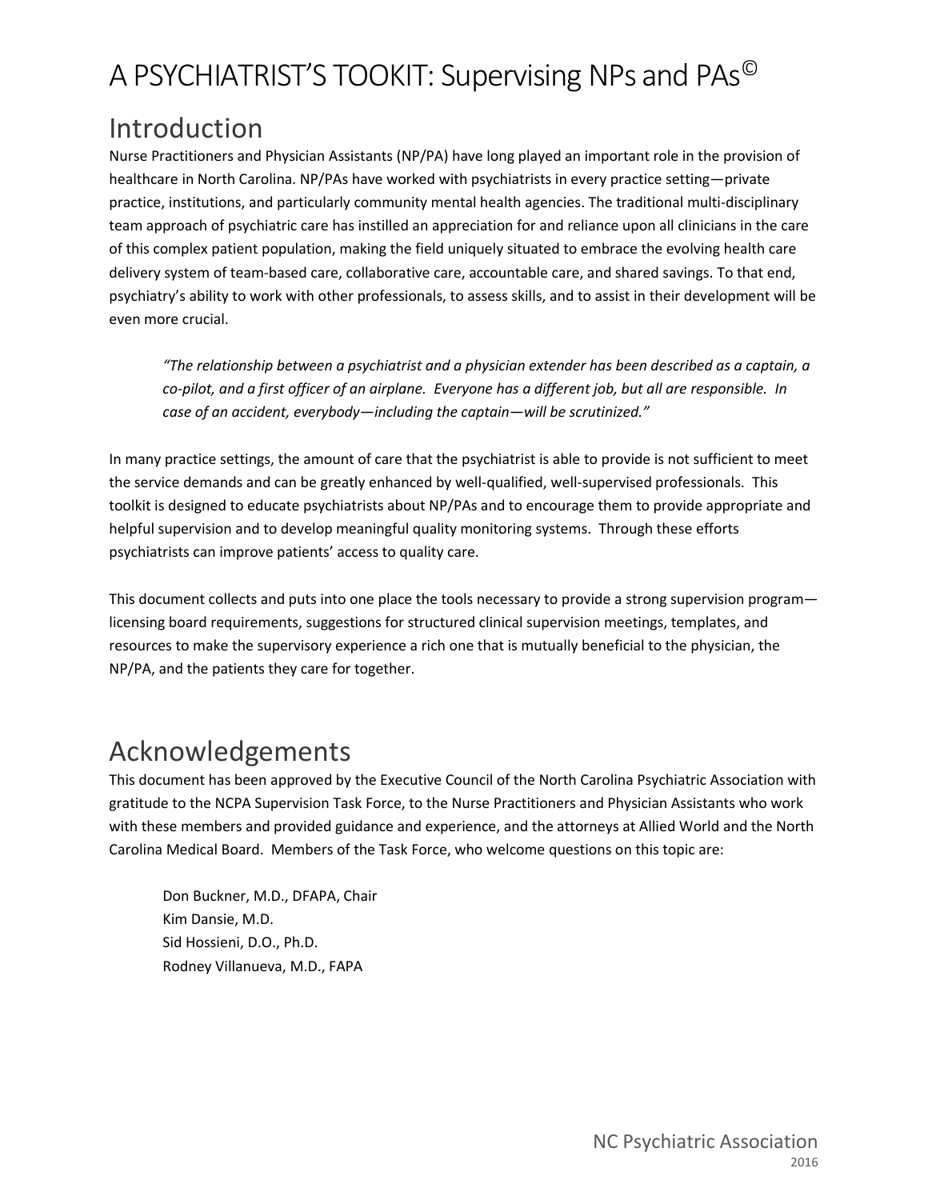# A PSYCHIATRIST'S TOOKIT: Supervising NPs and PAs©

## Introduction

Nurse Practitioners and Physician Assistants (NP/PA) have long played an important role in the provision of healthcare in North Carolina. NP/PAs have worked with psychiatrists in every practice setting—private practice, institutions, and particularly community mental health agencies. The traditional multi-disciplinary team approach of psychiatric care has instilled an appreciation for and reliance upon all clinicians in the care of this complex patient population, making the field uniquely situated to embrace the evolving health care delivery system of team-based care, collaborative care, accountable care, and shared savings. To that end, psychiatry's ability to work with other professionals, to assess skills, and to assist in their development will be even more crucial.

> *"The relationship between a psychiatrist and a physician extender has been described as a captain, a co-pilot, and a first officer of an airplane. Everyone has a different job, but all are responsible. In case of an accident, everybody—including the captain—will be scrutinized."*

In many practice settings, the amount of care that the psychiatrist is able to provide is not sufficient to meet the service demands and can be greatly enhanced by well-qualified, well-supervised professionals. This toolkit is designed to educate psychiatrists about NP/PAs and to encourage them to provide appropriate and helpful supervision and to develop meaningful quality monitoring systems. Through these efforts psychiatrists can improve patients' access to quality care.

This document collects and puts into one place the tools necessary to provide a strong supervision program—licensing board requirements, suggestions for structured clinical supervision meetings, templates, and resources to make the supervisory experience a rich one that is mutually beneficial to the physician, the NP/PA, and the patients they care for together.

## Acknowledgements

This document has been approved by the Executive Council of the North Carolina Psychiatric Association with gratitude to the NCPA Supervision Task Force, to the Nurse Practitioners and Physician Assistants who work with these members and provided guidance and experience, and the attorneys at Allied World and the North Carolina Medical Board. Members of the Task Force, who welcome questions on this topic are:

Don Buckner, M.D., DFAPA, Chair
Kim Dansie, M.D.
Sid Hossieni, D.O., Ph.D.
Rodney Villanueva, M.D., FAPA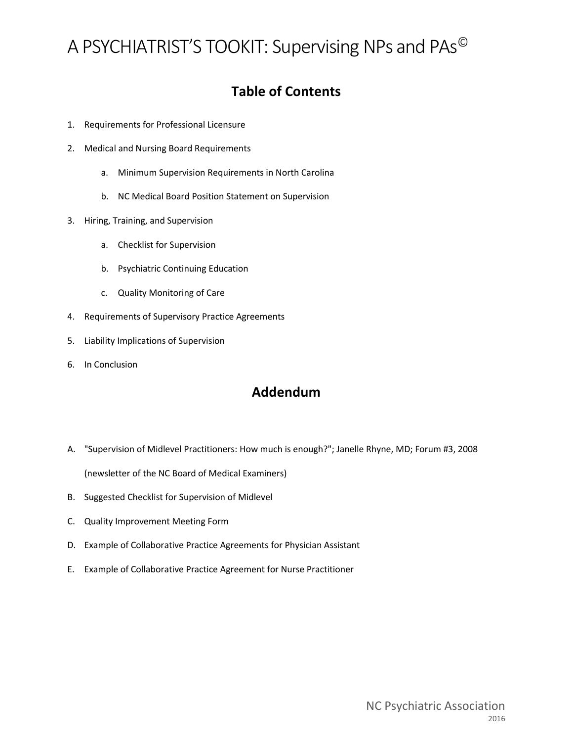# A PSYCHIATRIST'S TOOKIT: Supervising NPs and PAs©

## Table of Contents

1. Requirements for Professional Licensure
2. Medical and Nursing Board Requirements
    a. Minimum Supervision Requirements in North Carolina
    b. NC Medical Board Position Statement on Supervision
3. Hiring, Training, and Supervision
    a. Checklist for Supervision
    b. Psychiatric Continuing Education
    c. Quality Monitoring of Care
4. Requirements of Supervisory Practice Agreements
5. Liability Implications of Supervision
6. In Conclusion

## Addendum

A. "Supervision of Midlevel Practitioners: How much is enough?"; Janelle Rhyne, MD; Forum #3, 2008 (newsletter of the NC Board of Medical Examiners)
B. Suggested Checklist for Supervision of Midlevel
C. Quality Improvement Meeting Form
D. Example of Collaborative Practice Agreements for Physician Assistant
E. Example of Collaborative Practice Agreement for Nurse Practitioner

NC Psychiatric Association
2016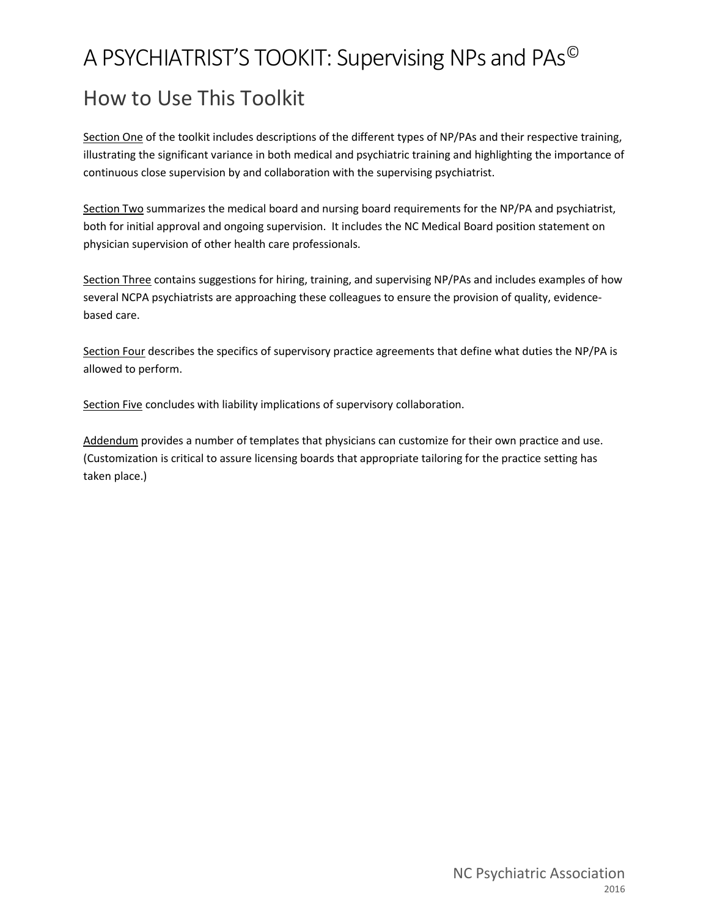# A PSYCHIATRIST'S TOOKIT: Supervising NPs and PAs©

## How to Use This Toolkit

Section One of the toolkit includes descriptions of the different types of NP/PAs and their respective training, illustrating the significant variance in both medical and psychiatric training and highlighting the importance of continuous close supervision by and collaboration with the supervising psychiatrist.

Section Two summarizes the medical board and nursing board requirements for the NP/PA and psychiatrist, both for initial approval and ongoing supervision. It includes the NC Medical Board position statement on physician supervision of other health care professionals.

Section Three contains suggestions for hiring, training, and supervising NP/PAs and includes examples of how several NCPA psychiatrists are approaching these colleagues to ensure the provision of quality, evidence-based care.

Section Four describes the specifics of supervisory practice agreements that define what duties the NP/PA is allowed to perform.

Section Five concludes with liability implications of supervisory collaboration.

Addendum provides a number of templates that physicians can customize for their own practice and use. (Customization is critical to assure licensing boards that appropriate tailoring for the practice setting has taken place.)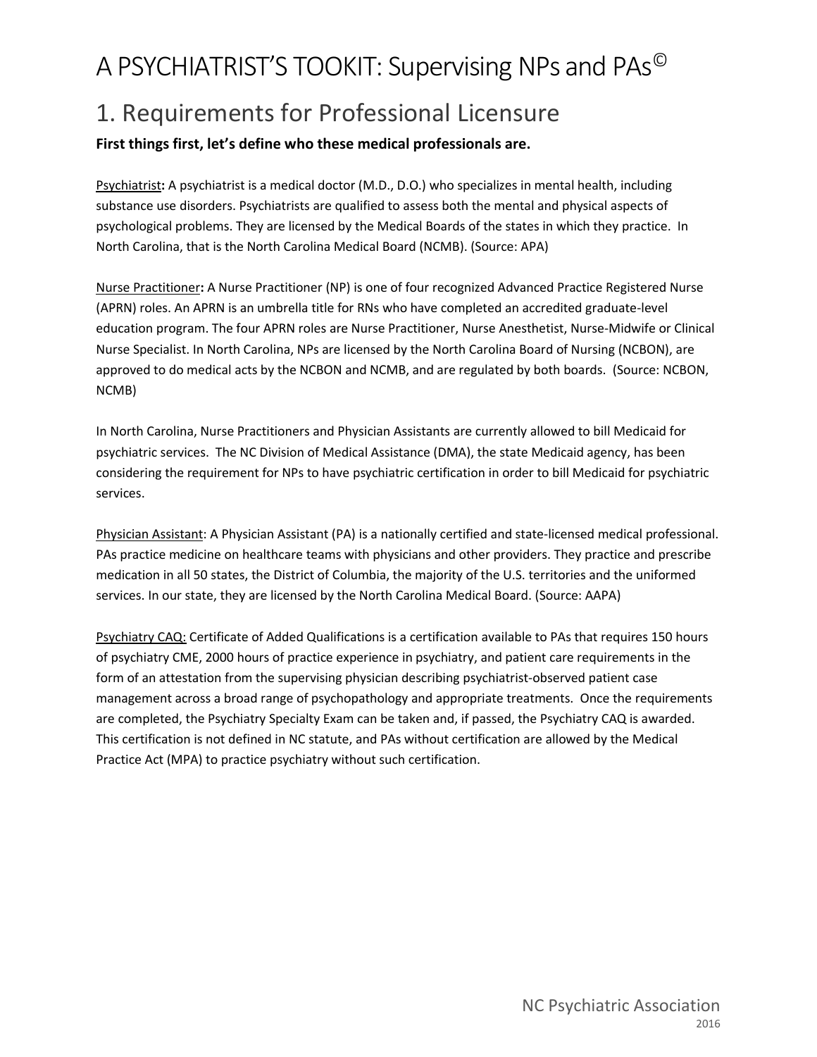# A PSYCHIATRIST'S TOOKIT: Supervising NPs and PAs©

## 1. Requirements for Professional Licensure

**First things first, let's define who these medical professionals are.**

Psychiatrist**:** A psychiatrist is a medical doctor (M.D., D.O.) who specializes in mental health, including substance use disorders. Psychiatrists are qualified to assess both the mental and physical aspects of psychological problems. They are licensed by the Medical Boards of the states in which they practice. In North Carolina, that is the North Carolina Medical Board (NCMB). (Source: APA)

Nurse Practitioner**:** A Nurse Practitioner (NP) is one of four recognized Advanced Practice Registered Nurse (APRN) roles. An APRN is an umbrella title for RNs who have completed an accredited graduate-level education program. The four APRN roles are Nurse Practitioner, Nurse Anesthetist, Nurse-Midwife or Clinical Nurse Specialist. In North Carolina, NPs are licensed by the North Carolina Board of Nursing (NCBON), are approved to do medical acts by the NCBON and NCMB, and are regulated by both boards. (Source: NCBON, NCMB)

In North Carolina, Nurse Practitioners and Physician Assistants are currently allowed to bill Medicaid for psychiatric services. The NC Division of Medical Assistance (DMA), the state Medicaid agency, has been considering the requirement for NPs to have psychiatric certification in order to bill Medicaid for psychiatric services.

Physician Assistant: A Physician Assistant (PA) is a nationally certified and state-licensed medical professional. PAs practice medicine on healthcare teams with physicians and other providers. They practice and prescribe medication in all 50 states, the District of Columbia, the majority of the U.S. territories and the uniformed services. In our state, they are licensed by the North Carolina Medical Board. (Source: AAPA)

Psychiatry CAQ: Certificate of Added Qualifications is a certification available to PAs that requires 150 hours of psychiatry CME, 2000 hours of practice experience in psychiatry, and patient care requirements in the form of an attestation from the supervising physician describing psychiatrist-observed patient case management across a broad range of psychopathology and appropriate treatments. Once the requirements are completed, the Psychiatry Specialty Exam can be taken and, if passed, the Psychiatry CAQ is awarded. This certification is not defined in NC statute, and PAs without certification are allowed by the Medical Practice Act (MPA) to practice psychiatry without such certification.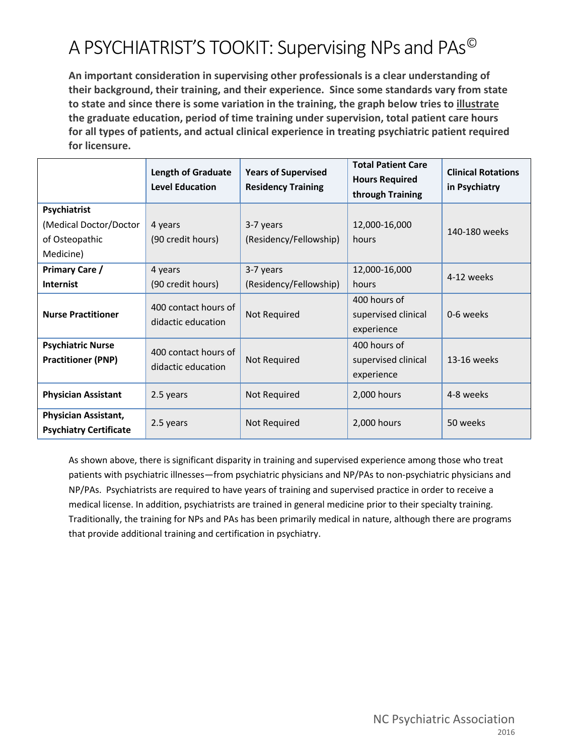# A PSYCHIATRIST'S TOOKIT: Supervising NPs and PAs©

**An important consideration in supervising other professionals is a clear understanding of their background, their training, and their experience. Since some standards vary from state to state and since there is some variation in the training, the graph below tries to illustrate the graduate education, period of time training under supervision, total patient care hours for all types of patients, and actual clinical experience in treating psychiatric patient required for licensure.**

| | Length of Graduate Level Education | Years of Supervised Residency Training | Total Patient Care Hours Required through Training | Clinical Rotations in Psychiatry |
|---|---|---|---|---|
| **Psychiatrist** (Medical Doctor/Doctor of Osteopathic Medicine) | 4 years (90 credit hours) | 3-7 years (Residency/Fellowship) | 12,000-16,000 hours | 140-180 weeks |
| **Primary Care / Internist** | 4 years (90 credit hours) | 3-7 years (Residency/Fellowship) | 12,000-16,000 hours | 4-12 weeks |
| **Nurse Practitioner** | 400 contact hours of didactic education | Not Required | 400 hours of supervised clinical experience | 0-6 weeks |
| **Psychiatric Nurse Practitioner (PNP)** | 400 contact hours of didactic education | Not Required | 400 hours of supervised clinical experience | 13-16 weeks |
| **Physician Assistant** | 2.5 years | Not Required | 2,000 hours | 4-8 weeks |
| **Physician Assistant, Psychiatry Certificate** | 2.5 years | Not Required | 2,000 hours | 50 weeks |

As shown above, there is significant disparity in training and supervised experience among those who treat patients with psychiatric illnesses—from psychiatric physicians and NP/PAs to non-psychiatric physicians and NP/PAs. Psychiatrists are required to have years of training and supervised practice in order to receive a medical license. In addition, psychiatrists are trained in general medicine prior to their specialty training. Traditionally, the training for NPs and PAs has been primarily medical in nature, although there are programs that provide additional training and certification in psychiatry.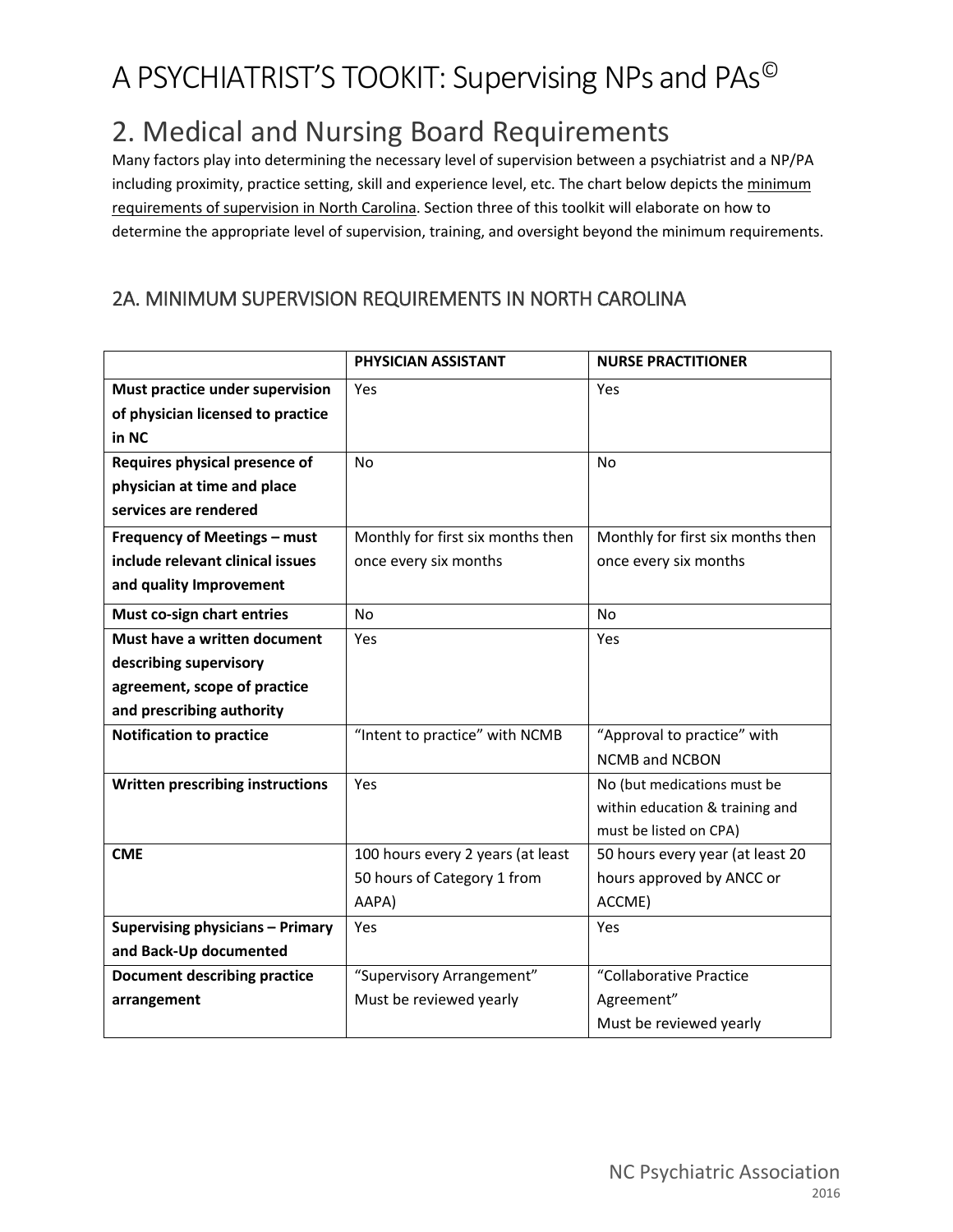# A PSYCHIATRIST'S TOOKIT: Supervising NPs and PAs©

## 2. Medical and Nursing Board Requirements

Many factors play into determining the necessary level of supervision between a psychiatrist and a NP/PA including proximity, practice setting, skill and experience level, etc. The chart below depicts the minimum requirements of supervision in North Carolina. Section three of this toolkit will elaborate on how to determine the appropriate level of supervision, training, and oversight beyond the minimum requirements.

### 2A. MINIMUM SUPERVISION REQUIREMENTS IN NORTH CAROLINA

| | PHYSICIAN ASSISTANT | NURSE PRACTITIONER |
|---|---|---|
| **Must practice under supervision of physician licensed to practice in NC** | Yes | Yes |
| **Requires physical presence of physician at time and place services are rendered** | No | No |
| **Frequency of Meetings – must include relevant clinical issues and quality Improvement** | Monthly for first six months then once every six months | Monthly for first six months then once every six months |
| **Must co-sign chart entries** | No | No |
| **Must have a written document describing supervisory agreement, scope of practice and prescribing authority** | Yes | Yes |
| **Notification to practice** | "Intent to practice" with NCMB | "Approval to practice" with NCMB and NCBON |
| **Written prescribing instructions** | Yes | No (but medications must be within education & training and must be listed on CPA) |
| **CME** | 100 hours every 2 years (at least 50 hours of Category 1 from AAPA) | 50 hours every year (at least 20 hours approved by ANCC or ACCME) |
| **Supervising physicians – Primary and Back-Up documented** | Yes | Yes |
| **Document describing practice arrangement** | "Supervisory Arrangement" Must be reviewed yearly | "Collaborative Practice Agreement" Must be reviewed yearly |

NC Psychiatric Association
2016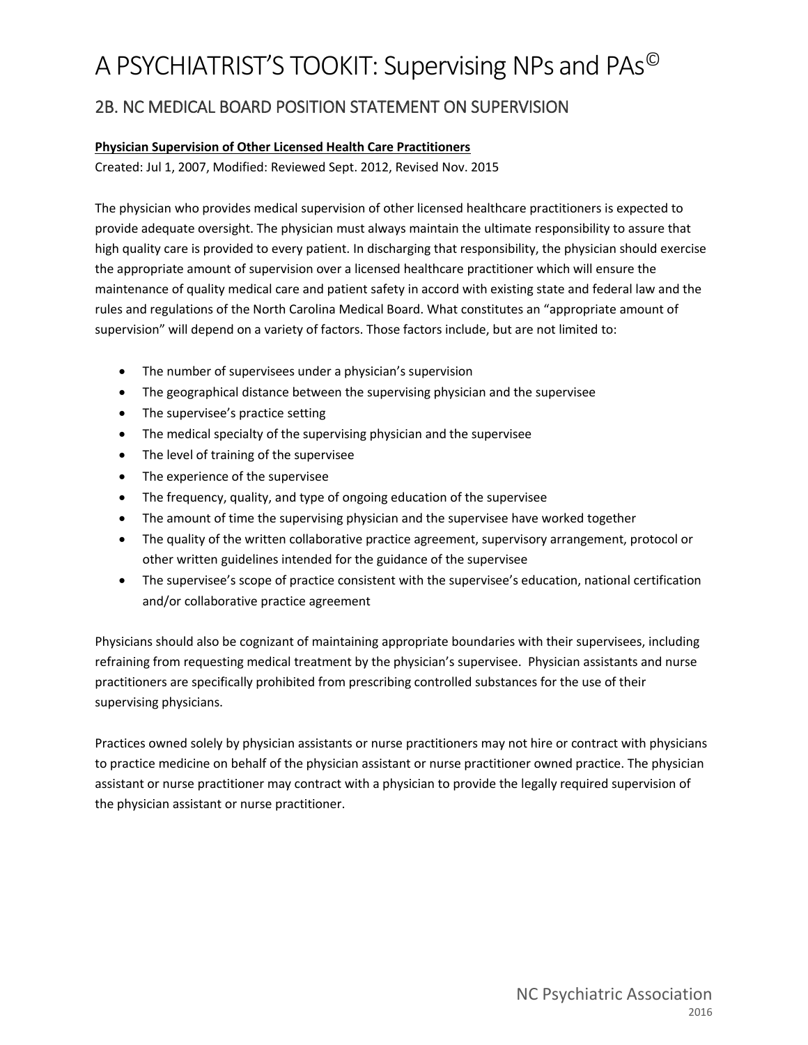# A PSYCHIATRIST'S TOOKIT: Supervising NPs and PAs©

## 2B. NC MEDICAL BOARD POSITION STATEMENT ON SUPERVISION

**Physician Supervision of Other Licensed Health Care Practitioners**

Created: Jul 1, 2007, Modified: Reviewed Sept. 2012, Revised Nov. 2015

The physician who provides medical supervision of other licensed healthcare practitioners is expected to provide adequate oversight. The physician must always maintain the ultimate responsibility to assure that high quality care is provided to every patient. In discharging that responsibility, the physician should exercise the appropriate amount of supervision over a licensed healthcare practitioner which will ensure the maintenance of quality medical care and patient safety in accord with existing state and federal law and the rules and regulations of the North Carolina Medical Board. What constitutes an "appropriate amount of supervision" will depend on a variety of factors. Those factors include, but are not limited to:

- The number of supervisees under a physician's supervision
- The geographical distance between the supervising physician and the supervisee
- The supervisee's practice setting
- The medical specialty of the supervising physician and the supervisee
- The level of training of the supervisee
- The experience of the supervisee
- The frequency, quality, and type of ongoing education of the supervisee
- The amount of time the supervising physician and the supervisee have worked together
- The quality of the written collaborative practice agreement, supervisory arrangement, protocol or other written guidelines intended for the guidance of the supervisee
- The supervisee's scope of practice consistent with the supervisee's education, national certification and/or collaborative practice agreement

Physicians should also be cognizant of maintaining appropriate boundaries with their supervisees, including refraining from requesting medical treatment by the physician's supervisee. Physician assistants and nurse practitioners are specifically prohibited from prescribing controlled substances for the use of their supervising physicians.

Practices owned solely by physician assistants or nurse practitioners may not hire or contract with physicians to practice medicine on behalf of the physician assistant or nurse practitioner owned practice. The physician assistant or nurse practitioner may contract with a physician to provide the legally required supervision of the physician assistant or nurse practitioner.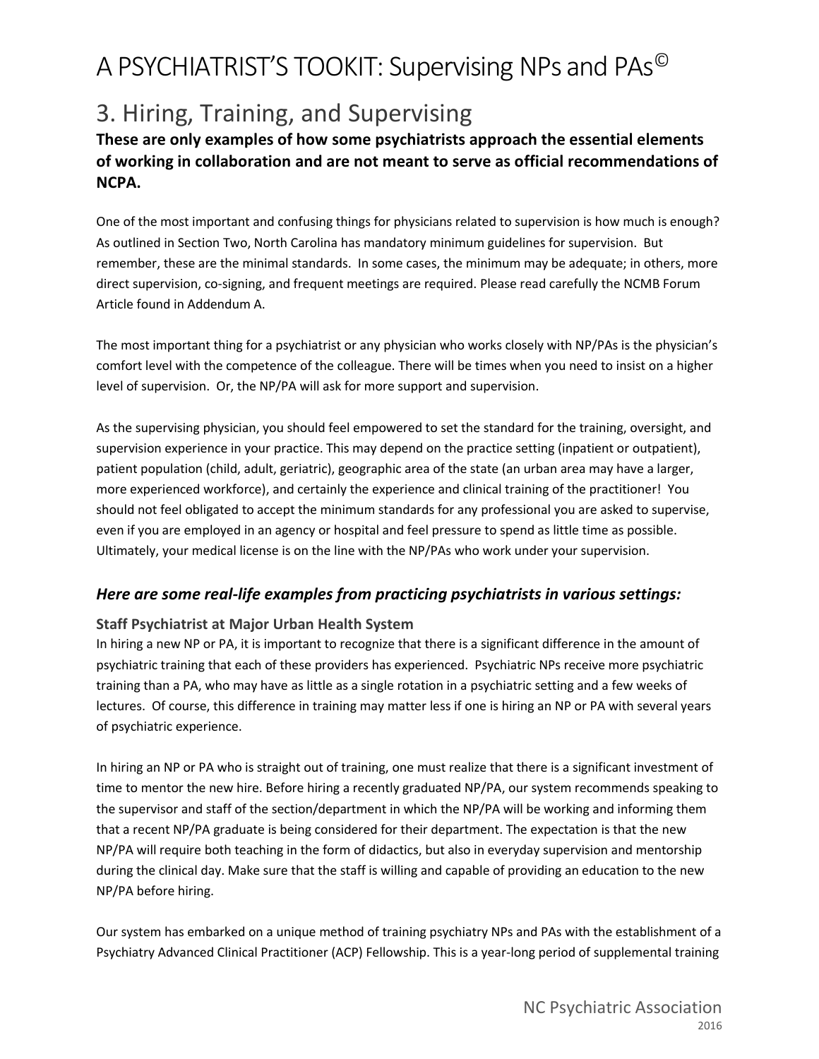# A PSYCHIATRIST'S TOOKIT: Supervising NPs and PAs©

## 3. Hiring, Training, and Supervising

**These are only examples of how some psychiatrists approach the essential elements of working in collaboration and are not meant to serve as official recommendations of NCPA.**

One of the most important and confusing things for physicians related to supervision is how much is enough? As outlined in Section Two, North Carolina has mandatory minimum guidelines for supervision. But remember, these are the minimal standards. In some cases, the minimum may be adequate; in others, more direct supervision, co-signing, and frequent meetings are required. Please read carefully the NCMB Forum Article found in Addendum A.

The most important thing for a psychiatrist or any physician who works closely with NP/PAs is the physician's comfort level with the competence of the colleague. There will be times when you need to insist on a higher level of supervision. Or, the NP/PA will ask for more support and supervision.

As the supervising physician, you should feel empowered to set the standard for the training, oversight, and supervision experience in your practice. This may depend on the practice setting (inpatient or outpatient), patient population (child, adult, geriatric), geographic area of the state (an urban area may have a larger, more experienced workforce), and certainly the experience and clinical training of the practitioner! You should not feel obligated to accept the minimum standards for any professional you are asked to supervise, even if you are employed in an agency or hospital and feel pressure to spend as little time as possible. Ultimately, your medical license is on the line with the NP/PAs who work under your supervision.

### *Here are some real-life examples from practicing psychiatrists in various settings:*

#### Staff Psychiatrist at Major Urban Health System

In hiring a new NP or PA, it is important to recognize that there is a significant difference in the amount of psychiatric training that each of these providers has experienced. Psychiatric NPs receive more psychiatric training than a PA, who may have as little as a single rotation in a psychiatric setting and a few weeks of lectures. Of course, this difference in training may matter less if one is hiring an NP or PA with several years of psychiatric experience.

In hiring an NP or PA who is straight out of training, one must realize that there is a significant investment of time to mentor the new hire. Before hiring a recently graduated NP/PA, our system recommends speaking to the supervisor and staff of the section/department in which the NP/PA will be working and informing them that a recent NP/PA graduate is being considered for their department. The expectation is that the new NP/PA will require both teaching in the form of didactics, but also in everyday supervision and mentorship during the clinical day. Make sure that the staff is willing and capable of providing an education to the new NP/PA before hiring.

Our system has embarked on a unique method of training psychiatry NPs and PAs with the establishment of a Psychiatry Advanced Clinical Practitioner (ACP) Fellowship. This is a year-long period of supplemental training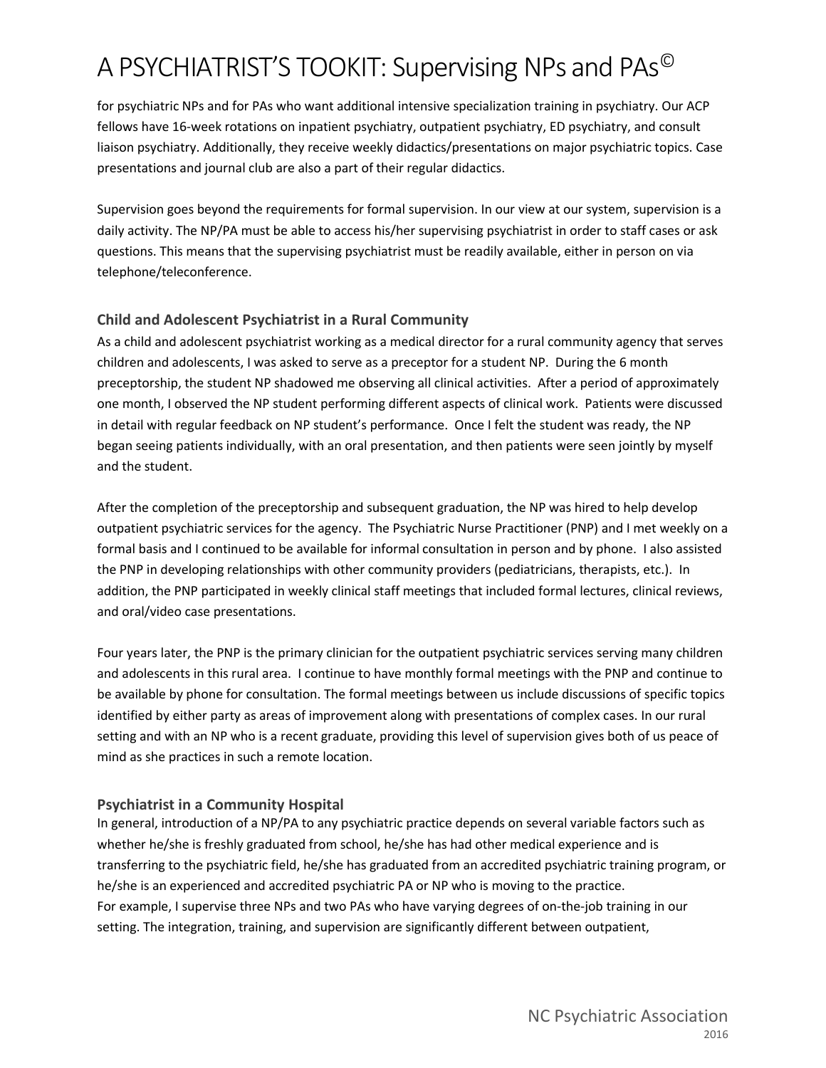for psychiatric NPs and for PAs who want additional intensive specialization training in psychiatry. Our ACP fellows have 16-week rotations on inpatient psychiatry, outpatient psychiatry, ED psychiatry, and consult liaison psychiatry. Additionally, they receive weekly didactics/presentations on major psychiatric topics. Case presentations and journal club are also a part of their regular didactics.

Supervision goes beyond the requirements for formal supervision. In our view at our system, supervision is a daily activity. The NP/PA must be able to access his/her supervising psychiatrist in order to staff cases or ask questions. This means that the supervising psychiatrist must be readily available, either in person on via telephone/teleconference.

### Child and Adolescent Psychiatrist in a Rural Community

As a child and adolescent psychiatrist working as a medical director for a rural community agency that serves children and adolescents, I was asked to serve as a preceptor for a student NP. During the 6 month preceptorship, the student NP shadowed me observing all clinical activities. After a period of approximately one month, I observed the NP student performing different aspects of clinical work. Patients were discussed in detail with regular feedback on NP student's performance. Once I felt the student was ready, the NP began seeing patients individually, with an oral presentation, and then patients were seen jointly by myself and the student.

After the completion of the preceptorship and subsequent graduation, the NP was hired to help develop outpatient psychiatric services for the agency. The Psychiatric Nurse Practitioner (PNP) and I met weekly on a formal basis and I continued to be available for informal consultation in person and by phone. I also assisted the PNP in developing relationships with other community providers (pediatricians, therapists, etc.). In addition, the PNP participated in weekly clinical staff meetings that included formal lectures, clinical reviews, and oral/video case presentations.

Four years later, the PNP is the primary clinician for the outpatient psychiatric services serving many children and adolescents in this rural area. I continue to have monthly formal meetings with the PNP and continue to be available by phone for consultation. The formal meetings between us include discussions of specific topics identified by either party as areas of improvement along with presentations of complex cases. In our rural setting and with an NP who is a recent graduate, providing this level of supervision gives both of us peace of mind as she practices in such a remote location.

### Psychiatrist in a Community Hospital

In general, introduction of a NP/PA to any psychiatric practice depends on several variable factors such as whether he/she is freshly graduated from school, he/she has had other medical experience and is transferring to the psychiatric field, he/she has graduated from an accredited psychiatric training program, or he/she is an experienced and accredited psychiatric PA or NP who is moving to the practice.
For example, I supervise three NPs and two PAs who have varying degrees of on-the-job training in our setting. The integration, training, and supervision are significantly different between outpatient,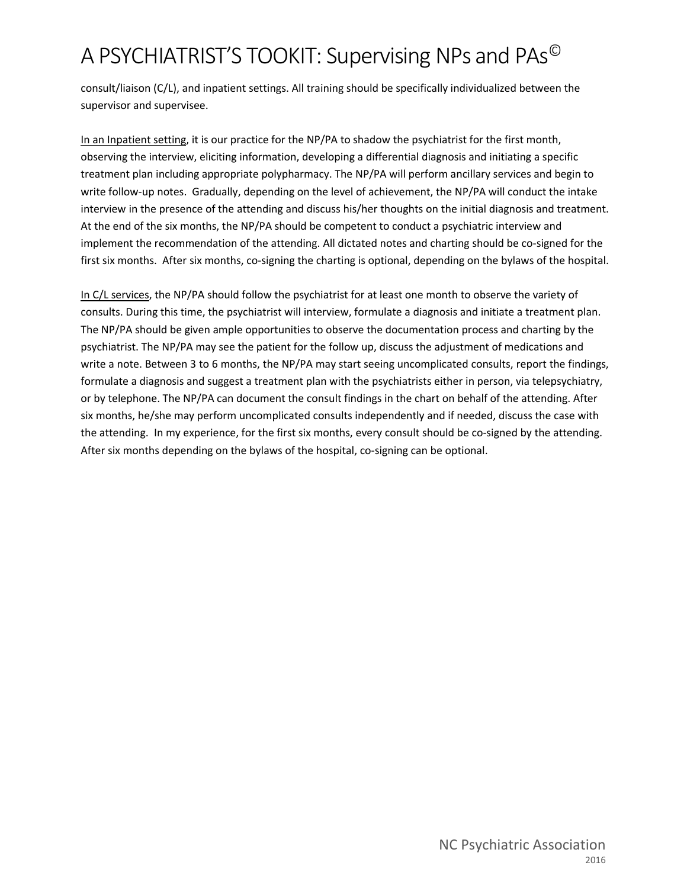consult/liaison (C/L), and inpatient settings. All training should be specifically individualized between the supervisor and supervisee.

In an Inpatient setting, it is our practice for the NP/PA to shadow the psychiatrist for the first month, observing the interview, eliciting information, developing a differential diagnosis and initiating a specific treatment plan including appropriate polypharmacy. The NP/PA will perform ancillary services and begin to write follow-up notes. Gradually, depending on the level of achievement, the NP/PA will conduct the intake interview in the presence of the attending and discuss his/her thoughts on the initial diagnosis and treatment. At the end of the six months, the NP/PA should be competent to conduct a psychiatric interview and implement the recommendation of the attending. All dictated notes and charting should be co-signed for the first six months. After six months, co-signing the charting is optional, depending on the bylaws of the hospital.

In C/L services, the NP/PA should follow the psychiatrist for at least one month to observe the variety of consults. During this time, the psychiatrist will interview, formulate a diagnosis and initiate a treatment plan. The NP/PA should be given ample opportunities to observe the documentation process and charting by the psychiatrist. The NP/PA may see the patient for the follow up, discuss the adjustment of medications and write a note. Between 3 to 6 months, the NP/PA may start seeing uncomplicated consults, report the findings, formulate a diagnosis and suggest a treatment plan with the psychiatrists either in person, via telepsychiatry, or by telephone. The NP/PA can document the consult findings in the chart on behalf of the attending. After six months, he/she may perform uncomplicated consults independently and if needed, discuss the case with the attending. In my experience, for the first six months, every consult should be co-signed by the attending. After six months depending on the bylaws of the hospital, co-signing can be optional.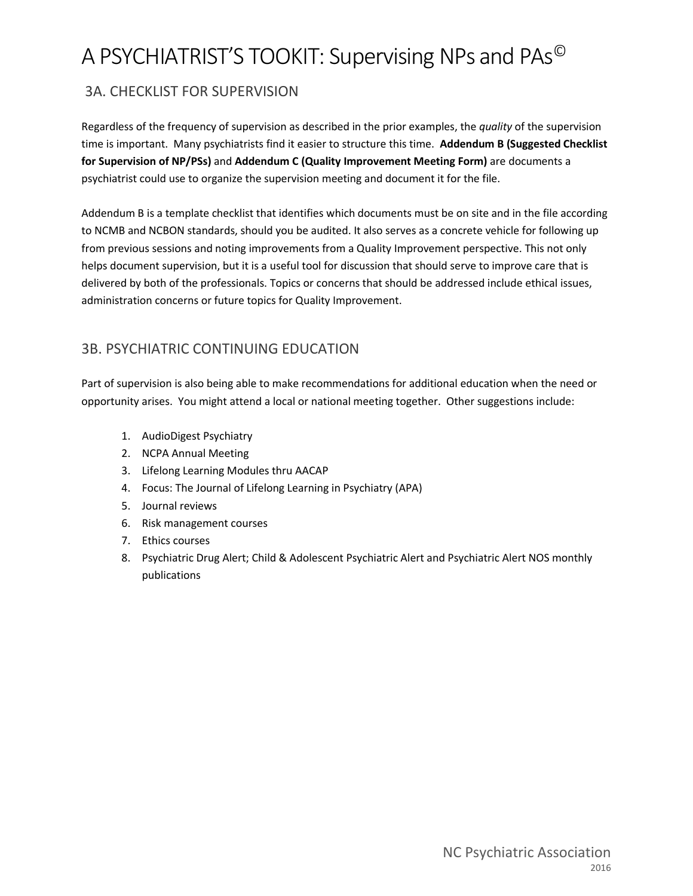## 3A. CHECKLIST FOR SUPERVISION

Regardless of the frequency of supervision as described in the prior examples, the *quality* of the supervision time is important. Many psychiatrists find it easier to structure this time. **Addendum B (Suggested Checklist for Supervision of NP/PSs)** and **Addendum C (Quality Improvement Meeting Form)** are documents a psychiatrist could use to organize the supervision meeting and document it for the file.

Addendum B is a template checklist that identifies which documents must be on site and in the file according to NCMB and NCBON standards, should you be audited. It also serves as a concrete vehicle for following up from previous sessions and noting improvements from a Quality Improvement perspective. This not only helps document supervision, but it is a useful tool for discussion that should serve to improve care that is delivered by both of the professionals. Topics or concerns that should be addressed include ethical issues, administration concerns or future topics for Quality Improvement.

## 3B. PSYCHIATRIC CONTINUING EDUCATION

Part of supervision is also being able to make recommendations for additional education when the need or opportunity arises. You might attend a local or national meeting together. Other suggestions include:

1. AudioDigest Psychiatry
2. NCPA Annual Meeting
3. Lifelong Learning Modules thru AACAP
4. Focus: The Journal of Lifelong Learning in Psychiatry (APA)
5. Journal reviews
6. Risk management courses
7. Ethics courses
8. Psychiatric Drug Alert; Child & Adolescent Psychiatric Alert and Psychiatric Alert NOS monthly publications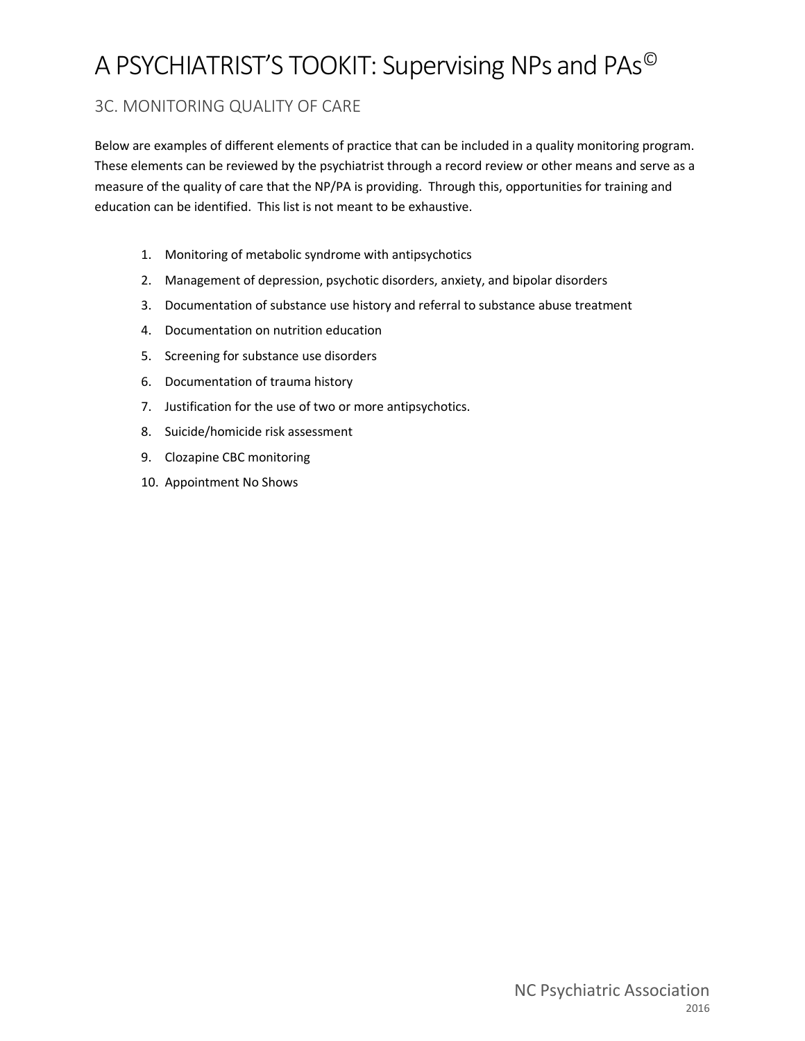## 3C. MONITORING QUALITY OF CARE

Below are examples of different elements of practice that can be included in a quality monitoring program. These elements can be reviewed by the psychiatrist through a record review or other means and serve as a measure of the quality of care that the NP/PA is providing. Through this, opportunities for training and education can be identified. This list is not meant to be exhaustive.

1. Monitoring of metabolic syndrome with antipsychotics
2. Management of depression, psychotic disorders, anxiety, and bipolar disorders
3. Documentation of substance use history and referral to substance abuse treatment
4. Documentation on nutrition education
5. Screening for substance use disorders
6. Documentation of trauma history
7. Justification for the use of two or more antipsychotics.
8. Suicide/homicide risk assessment
9. Clozapine CBC monitoring
10. Appointment No Shows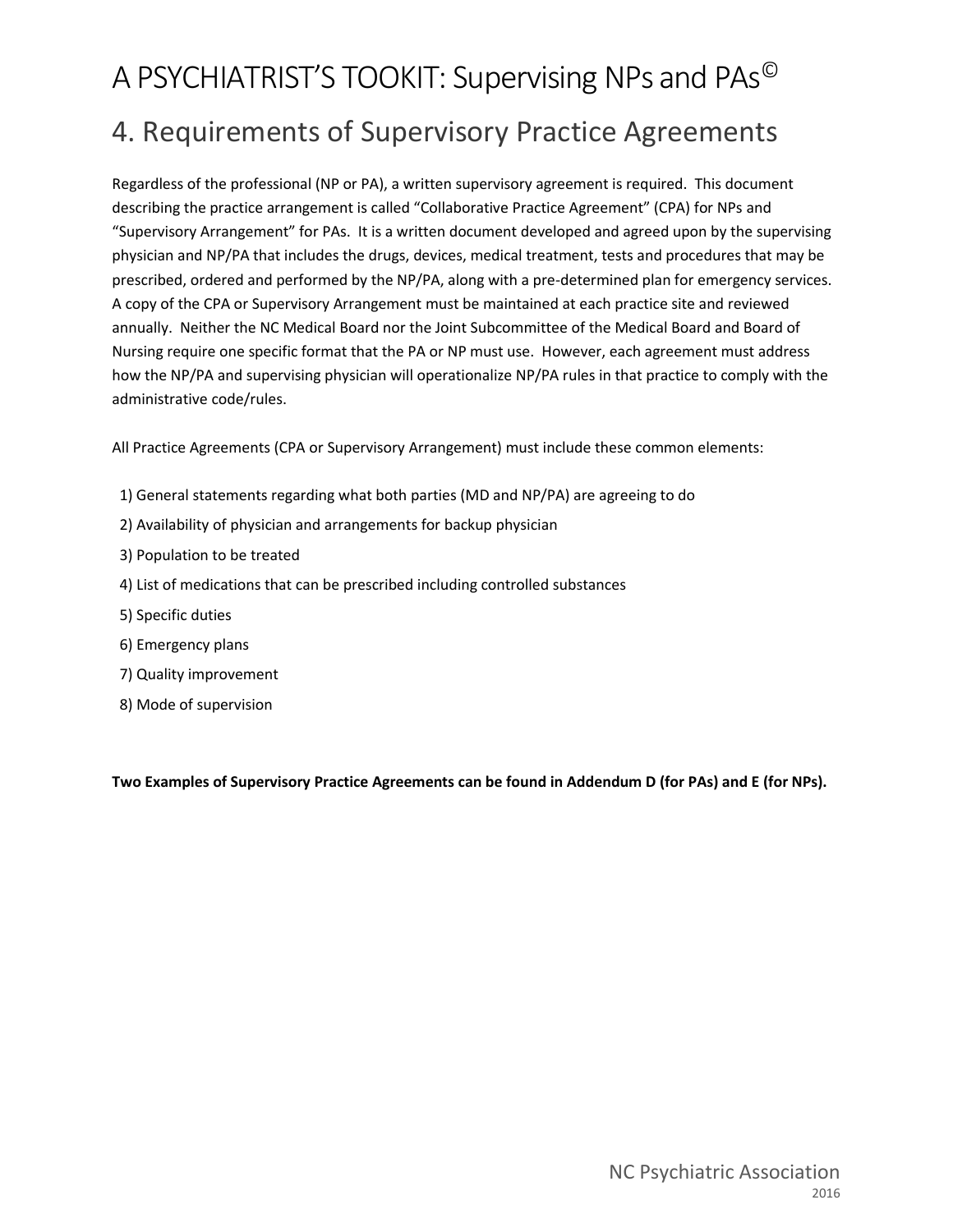# 4. Requirements of Supervisory Practice Agreements

Regardless of the professional (NP or PA), a written supervisory agreement is required. This document describing the practice arrangement is called "Collaborative Practice Agreement" (CPA) for NPs and "Supervisory Arrangement" for PAs. It is a written document developed and agreed upon by the supervising physician and NP/PA that includes the drugs, devices, medical treatment, tests and procedures that may be prescribed, ordered and performed by the NP/PA, along with a pre-determined plan for emergency services. A copy of the CPA or Supervisory Arrangement must be maintained at each practice site and reviewed annually. Neither the NC Medical Board nor the Joint Subcommittee of the Medical Board and Board of Nursing require one specific format that the PA or NP must use. However, each agreement must address how the NP/PA and supervising physician will operationalize NP/PA rules in that practice to comply with the administrative code/rules.

All Practice Agreements (CPA or Supervisory Arrangement) must include these common elements:

1) General statements regarding what both parties (MD and NP/PA) are agreeing to do
2) Availability of physician and arrangements for backup physician
3) Population to be treated
4) List of medications that can be prescribed including controlled substances
5) Specific duties
6) Emergency plans
7) Quality improvement
8) Mode of supervision

**Two Examples of Supervisory Practice Agreements can be found in Addendum D (for PAs) and E (for NPs).**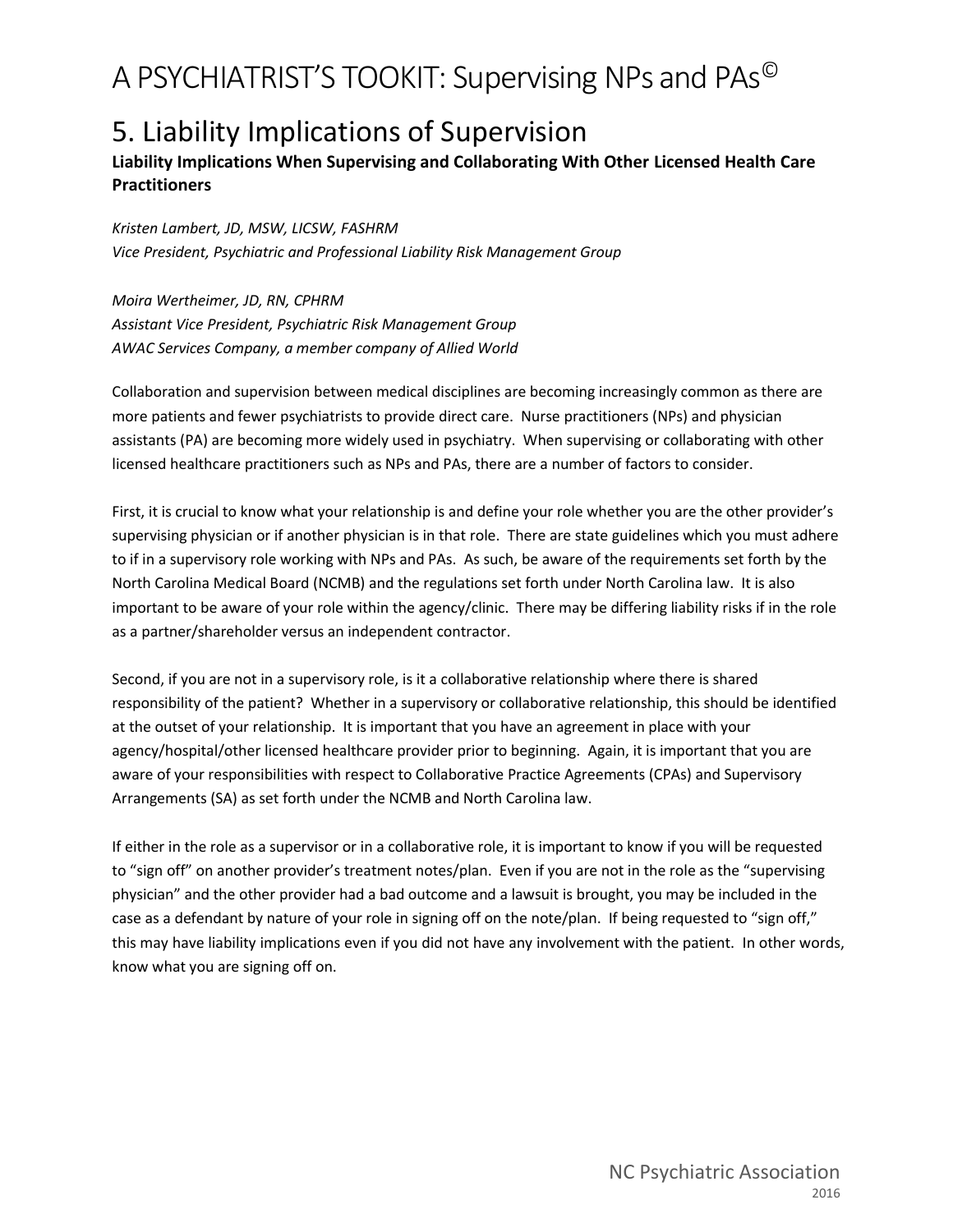# 5. Liability Implications of Supervision

**Liability Implications When Supervising and Collaborating With Other Licensed Health Care Practitioners**

*Kristen Lambert, JD, MSW, LICSW, FASHRM*
*Vice President, Psychiatric and Professional Liability Risk Management Group*

*Moira Wertheimer, JD, RN, CPHRM*
*Assistant Vice President, Psychiatric Risk Management Group*
*AWAC Services Company, a member company of Allied World*

Collaboration and supervision between medical disciplines are becoming increasingly common as there are more patients and fewer psychiatrists to provide direct care. Nurse practitioners (NPs) and physician assistants (PA) are becoming more widely used in psychiatry. When supervising or collaborating with other licensed healthcare practitioners such as NPs and PAs, there are a number of factors to consider.

First, it is crucial to know what your relationship is and define your role whether you are the other provider's supervising physician or if another physician is in that role. There are state guidelines which you must adhere to if in a supervisory role working with NPs and PAs. As such, be aware of the requirements set forth by the North Carolina Medical Board (NCMB) and the regulations set forth under North Carolina law. It is also important to be aware of your role within the agency/clinic. There may be differing liability risks if in the role as a partner/shareholder versus an independent contractor.

Second, if you are not in a supervisory role, is it a collaborative relationship where there is shared responsibility of the patient? Whether in a supervisory or collaborative relationship, this should be identified at the outset of your relationship. It is important that you have an agreement in place with your agency/hospital/other licensed healthcare provider prior to beginning. Again, it is important that you are aware of your responsibilities with respect to Collaborative Practice Agreements (CPAs) and Supervisory Arrangements (SA) as set forth under the NCMB and North Carolina law.

If either in the role as a supervisor or in a collaborative role, it is important to know if you will be requested to "sign off" on another provider's treatment notes/plan. Even if you are not in the role as the "supervising physician" and the other provider had a bad outcome and a lawsuit is brought, you may be included in the case as a defendant by nature of your role in signing off on the note/plan. If being requested to "sign off," this may have liability implications even if you did not have any involvement with the patient. In other words, know what you are signing off on.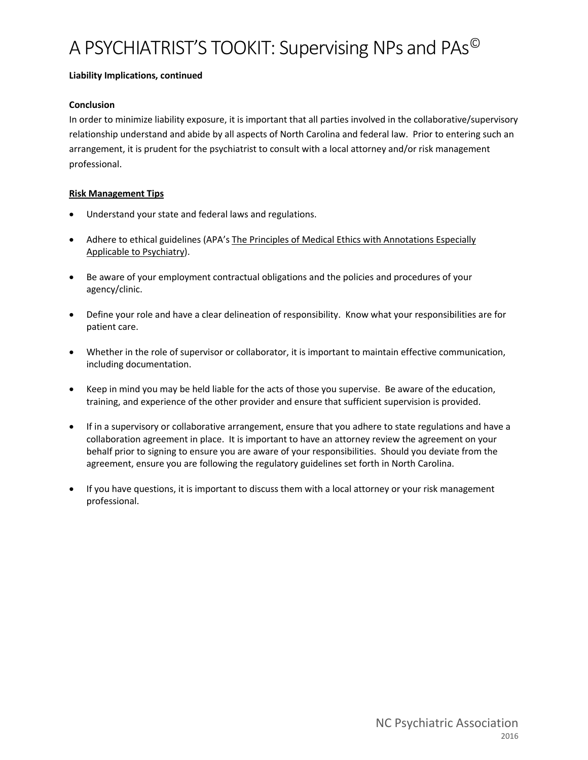**Liability Implications, continued**

**Conclusion**

In order to minimize liability exposure, it is important that all parties involved in the collaborative/supervisory relationship understand and abide by all aspects of North Carolina and federal law. Prior to entering such an arrangement, it is prudent for the psychiatrist to consult with a local attorney and/or risk management professional.

**Risk Management Tips**

- Understand your state and federal laws and regulations.
- Adhere to ethical guidelines (APA's The Principles of Medical Ethics with Annotations Especially Applicable to Psychiatry).
- Be aware of your employment contractual obligations and the policies and procedures of your agency/clinic.
- Define your role and have a clear delineation of responsibility. Know what your responsibilities are for patient care.
- Whether in the role of supervisor or collaborator, it is important to maintain effective communication, including documentation.
- Keep in mind you may be held liable for the acts of those you supervise. Be aware of the education, training, and experience of the other provider and ensure that sufficient supervision is provided.
- If in a supervisory or collaborative arrangement, ensure that you adhere to state regulations and have a collaboration agreement in place. It is important to have an attorney review the agreement on your behalf prior to signing to ensure you are aware of your responsibilities. Should you deviate from the agreement, ensure you are following the regulatory guidelines set forth in North Carolina.
- If you have questions, it is important to discuss them with a local attorney or your risk management professional.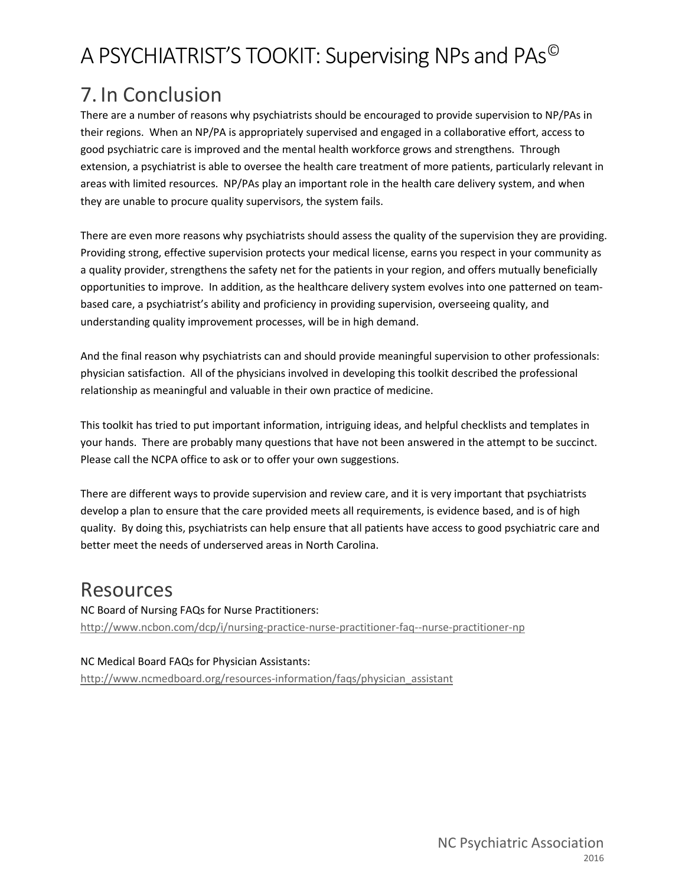## 7. In Conclusion

There are a number of reasons why psychiatrists should be encouraged to provide supervision to NP/PAs in their regions. When an NP/PA is appropriately supervised and engaged in a collaborative effort, access to good psychiatric care is improved and the mental health workforce grows and strengthens. Through extension, a psychiatrist is able to oversee the health care treatment of more patients, particularly relevant in areas with limited resources. NP/PAs play an important role in the health care delivery system, and when they are unable to procure quality supervisors, the system fails.

There are even more reasons why psychiatrists should assess the quality of the supervision they are providing. Providing strong, effective supervision protects your medical license, earns you respect in your community as a quality provider, strengthens the safety net for the patients in your region, and offers mutually beneficially opportunities to improve. In addition, as the healthcare delivery system evolves into one patterned on team-based care, a psychiatrist's ability and proficiency in providing supervision, overseeing quality, and understanding quality improvement processes, will be in high demand.

And the final reason why psychiatrists can and should provide meaningful supervision to other professionals: physician satisfaction. All of the physicians involved in developing this toolkit described the professional relationship as meaningful and valuable in their own practice of medicine.

This toolkit has tried to put important information, intriguing ideas, and helpful checklists and templates in your hands. There are probably many questions that have not been answered in the attempt to be succinct. Please call the NCPA office to ask or to offer your own suggestions.

There are different ways to provide supervision and review care, and it is very important that psychiatrists develop a plan to ensure that the care provided meets all requirements, is evidence based, and is of high quality. By doing this, psychiatrists can help ensure that all patients have access to good psychiatric care and better meet the needs of underserved areas in North Carolina.

## Resources

NC Board of Nursing FAQs for Nurse Practitioners:
http://www.ncbon.com/dcp/i/nursing-practice-nurse-practitioner-faq--nurse-practitioner-np

NC Medical Board FAQs for Physician Assistants:
http://www.ncmedboard.org/resources-information/faqs/physician_assistant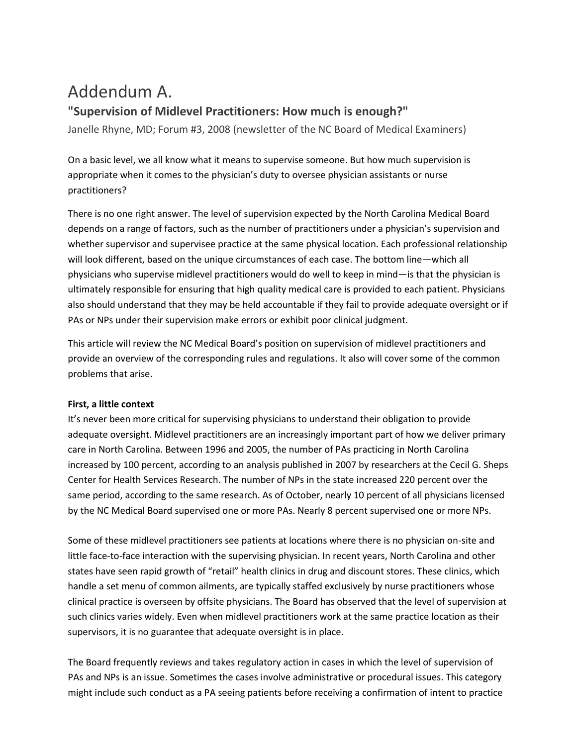# Addendum A.

## "Supervision of Midlevel Practitioners: How much is enough?"

Janelle Rhyne, MD; Forum #3, 2008 (newsletter of the NC Board of Medical Examiners)

On a basic level, we all know what it means to supervise someone. But how much supervision is appropriate when it comes to the physician's duty to oversee physician assistants or nurse practitioners?

There is no one right answer. The level of supervision expected by the North Carolina Medical Board depends on a range of factors, such as the number of practitioners under a physician's supervision and whether supervisor and supervisee practice at the same physical location. Each professional relationship will look different, based on the unique circumstances of each case. The bottom line—which all physicians who supervise midlevel practitioners would do well to keep in mind—is that the physician is ultimately responsible for ensuring that high quality medical care is provided to each patient. Physicians also should understand that they may be held accountable if they fail to provide adequate oversight or if PAs or NPs under their supervision make errors or exhibit poor clinical judgment.

This article will review the NC Medical Board's position on supervision of midlevel practitioners and provide an overview of the corresponding rules and regulations. It also will cover some of the common problems that arise.

**First, a little context**
It's never been more critical for supervising physicians to understand their obligation to provide adequate oversight. Midlevel practitioners are an increasingly important part of how we deliver primary care in North Carolina. Between 1996 and 2005, the number of PAs practicing in North Carolina increased by 100 percent, according to an analysis published in 2007 by researchers at the Cecil G. Sheps Center for Health Services Research. The number of NPs in the state increased 220 percent over the same period, according to the same research. As of October, nearly 10 percent of all physicians licensed by the NC Medical Board supervised one or more PAs. Nearly 8 percent supervised one or more NPs.

Some of these midlevel practitioners see patients at locations where there is no physician on-site and little face-to-face interaction with the supervising physician. In recent years, North Carolina and other states have seen rapid growth of "retail" health clinics in drug and discount stores. These clinics, which handle a set menu of common ailments, are typically staffed exclusively by nurse practitioners whose clinical practice is overseen by offsite physicians. The Board has observed that the level of supervision at such clinics varies widely. Even when midlevel practitioners work at the same practice location as their supervisors, it is no guarantee that adequate oversight is in place.

The Board frequently reviews and takes regulatory action in cases in which the level of supervision of PAs and NPs is an issue. Sometimes the cases involve administrative or procedural issues. This category might include such conduct as a PA seeing patients before receiving a confirmation of intent to practice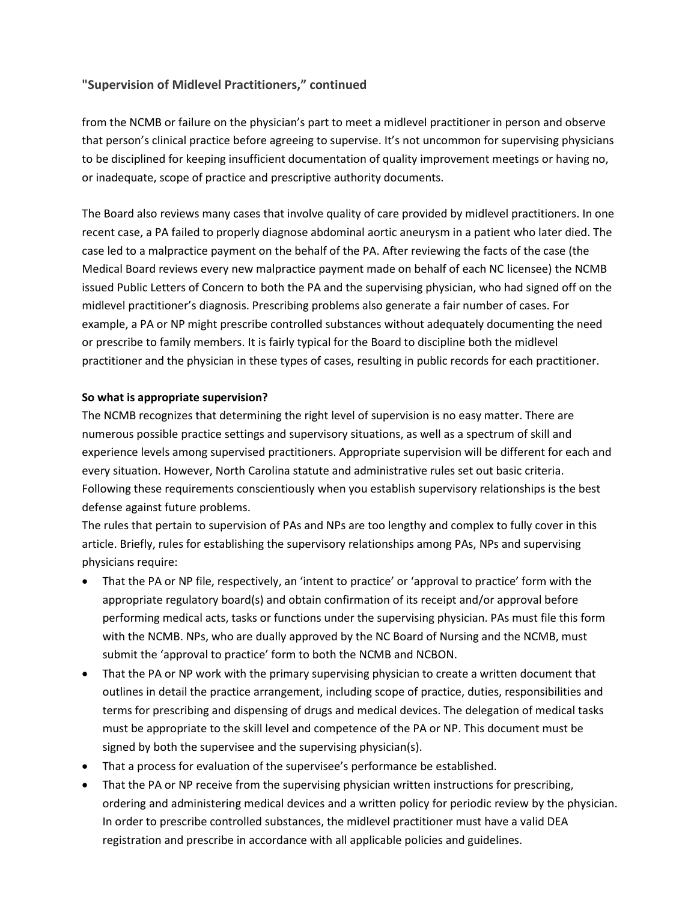## "Supervision of Midlevel Practitioners," continued

from the NCMB or failure on the physician's part to meet a midlevel practitioner in person and observe that person's clinical practice before agreeing to supervise. It's not uncommon for supervising physicians to be disciplined for keeping insufficient documentation of quality improvement meetings or having no, or inadequate, scope of practice and prescriptive authority documents.

The Board also reviews many cases that involve quality of care provided by midlevel practitioners. In one recent case, a PA failed to properly diagnose abdominal aortic aneurysm in a patient who later died. The case led to a malpractice payment on the behalf of the PA. After reviewing the facts of the case (the Medical Board reviews every new malpractice payment made on behalf of each NC licensee) the NCMB issued Public Letters of Concern to both the PA and the supervising physician, who had signed off on the midlevel practitioner's diagnosis. Prescribing problems also generate a fair number of cases. For example, a PA or NP might prescribe controlled substances without adequately documenting the need or prescribe to family members. It is fairly typical for the Board to discipline both the midlevel practitioner and the physician in these types of cases, resulting in public records for each practitioner.

**So what is appropriate supervision?**

The NCMB recognizes that determining the right level of supervision is no easy matter. There are numerous possible practice settings and supervisory situations, as well as a spectrum of skill and experience levels among supervised practitioners. Appropriate supervision will be different for each and every situation. However, North Carolina statute and administrative rules set out basic criteria. Following these requirements conscientiously when you establish supervisory relationships is the best defense against future problems.

The rules that pertain to supervision of PAs and NPs are too lengthy and complex to fully cover in this article. Briefly, rules for establishing the supervisory relationships among PAs, NPs and supervising physicians require:

- That the PA or NP file, respectively, an 'intent to practice' or 'approval to practice' form with the appropriate regulatory board(s) and obtain confirmation of its receipt and/or approval before performing medical acts, tasks or functions under the supervising physician. PAs must file this form with the NCMB. NPs, who are dually approved by the NC Board of Nursing and the NCMB, must submit the 'approval to practice' form to both the NCMB and NCBON.
- That the PA or NP work with the primary supervising physician to create a written document that outlines in detail the practice arrangement, including scope of practice, duties, responsibilities and terms for prescribing and dispensing of drugs and medical devices. The delegation of medical tasks must be appropriate to the skill level and competence of the PA or NP. This document must be signed by both the supervisee and the supervising physician(s).
- That a process for evaluation of the supervisee's performance be established.
- That the PA or NP receive from the supervising physician written instructions for prescribing, ordering and administering medical devices and a written policy for periodic review by the physician. In order to prescribe controlled substances, the midlevel practitioner must have a valid DEA registration and prescribe in accordance with all applicable policies and guidelines.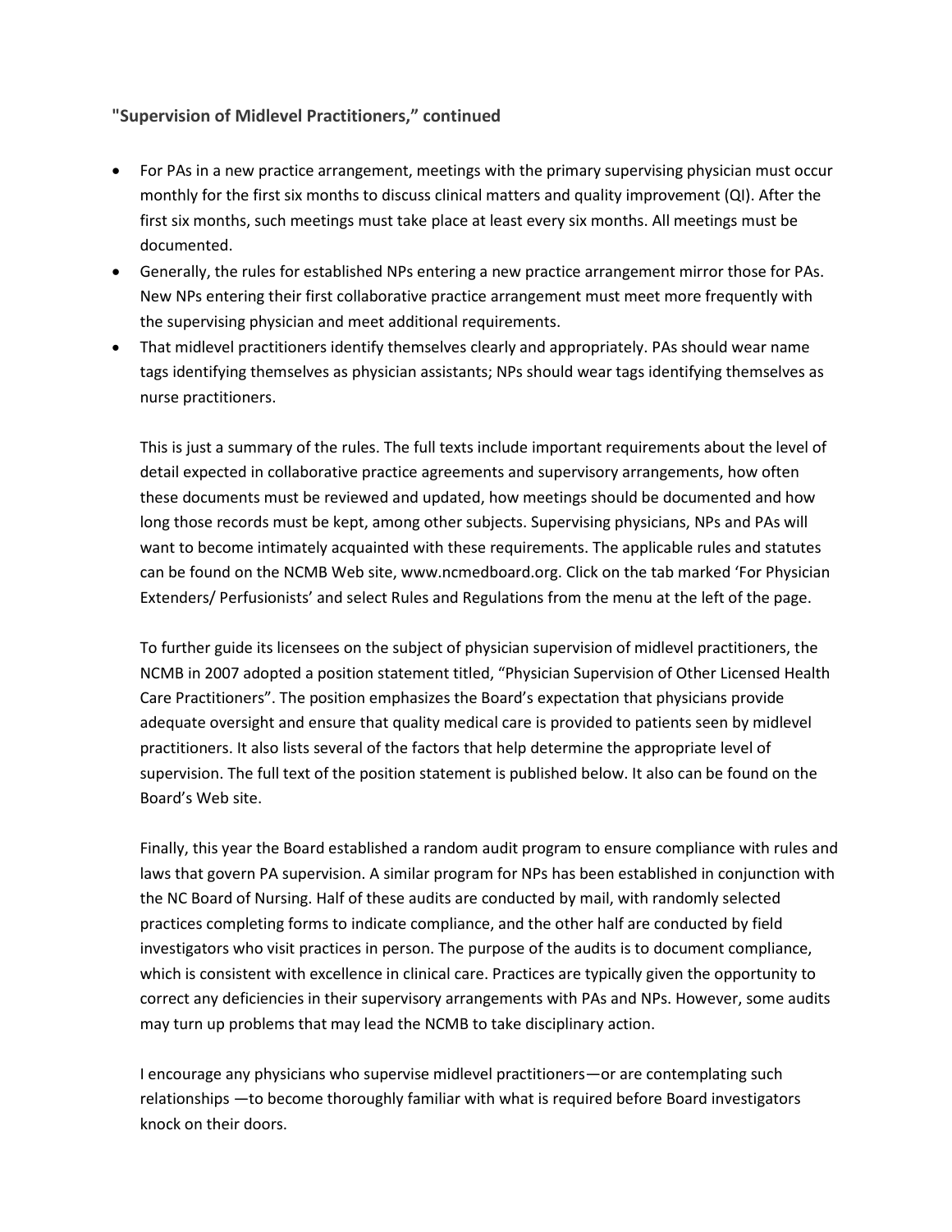### "Supervision of Midlevel Practitioners," continued

- For PAs in a new practice arrangement, meetings with the primary supervising physician must occur monthly for the first six months to discuss clinical matters and quality improvement (QI). After the first six months, such meetings must take place at least every six months. All meetings must be documented.
- Generally, the rules for established NPs entering a new practice arrangement mirror those for PAs. New NPs entering their first collaborative practice arrangement must meet more frequently with the supervising physician and meet additional requirements.
- That midlevel practitioners identify themselves clearly and appropriately. PAs should wear name tags identifying themselves as physician assistants; NPs should wear tags identifying themselves as nurse practitioners.

This is just a summary of the rules. The full texts include important requirements about the level of detail expected in collaborative practice agreements and supervisory arrangements, how often these documents must be reviewed and updated, how meetings should be documented and how long those records must be kept, among other subjects. Supervising physicians, NPs and PAs will want to become intimately acquainted with these requirements. The applicable rules and statutes can be found on the NCMB Web site, www.ncmedboard.org. Click on the tab marked 'For Physician Extenders/ Perfusionists' and select Rules and Regulations from the menu at the left of the page.

To further guide its licensees on the subject of physician supervision of midlevel practitioners, the NCMB in 2007 adopted a position statement titled, "Physician Supervision of Other Licensed Health Care Practitioners". The position emphasizes the Board's expectation that physicians provide adequate oversight and ensure that quality medical care is provided to patients seen by midlevel practitioners. It also lists several of the factors that help determine the appropriate level of supervision. The full text of the position statement is published below. It also can be found on the Board's Web site.

Finally, this year the Board established a random audit program to ensure compliance with rules and laws that govern PA supervision. A similar program for NPs has been established in conjunction with the NC Board of Nursing. Half of these audits are conducted by mail, with randomly selected practices completing forms to indicate compliance, and the other half are conducted by field investigators who visit practices in person. The purpose of the audits is to document compliance, which is consistent with excellence in clinical care. Practices are typically given the opportunity to correct any deficiencies in their supervisory arrangements with PAs and NPs. However, some audits may turn up problems that may lead the NCMB to take disciplinary action.

I encourage any physicians who supervise midlevel practitioners—or are contemplating such relationships —to become thoroughly familiar with what is required before Board investigators knock on their doors.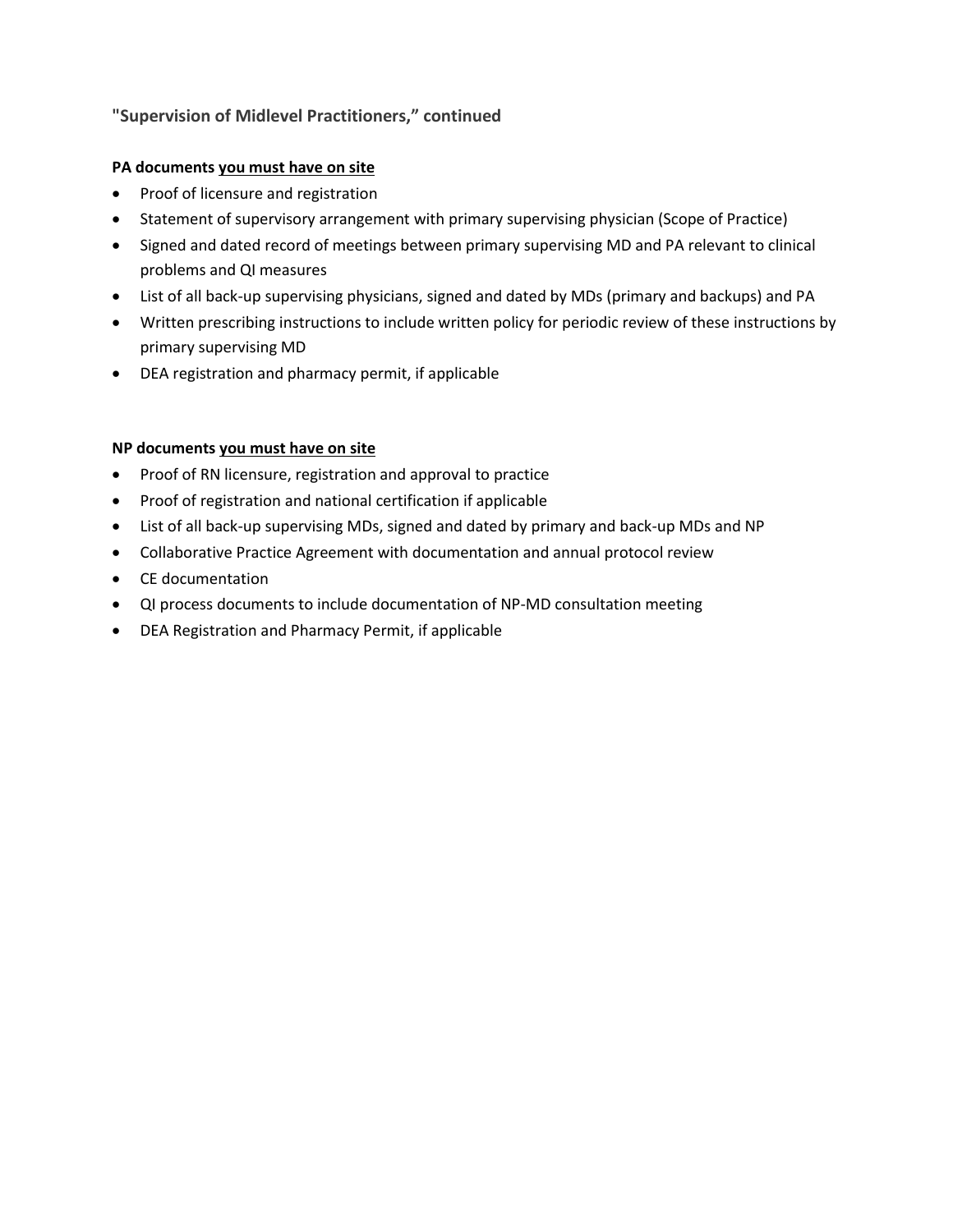## "Supervision of Midlevel Practitioners," continued

**PA documents <u>you must have on site</u>**

- Proof of licensure and registration
- Statement of supervisory arrangement with primary supervising physician (Scope of Practice)
- Signed and dated record of meetings between primary supervising MD and PA relevant to clinical problems and QI measures
- List of all back-up supervising physicians, signed and dated by MDs (primary and backups) and PA
- Written prescribing instructions to include written policy for periodic review of these instructions by primary supervising MD
- DEA registration and pharmacy permit, if applicable

**NP documents <u>you must have on site</u>**

- Proof of RN licensure, registration and approval to practice
- Proof of registration and national certification if applicable
- List of all back-up supervising MDs, signed and dated by primary and back-up MDs and NP
- Collaborative Practice Agreement with documentation and annual protocol review
- CE documentation
- QI process documents to include documentation of NP-MD consultation meeting
- DEA Registration and Pharmacy Permit, if applicable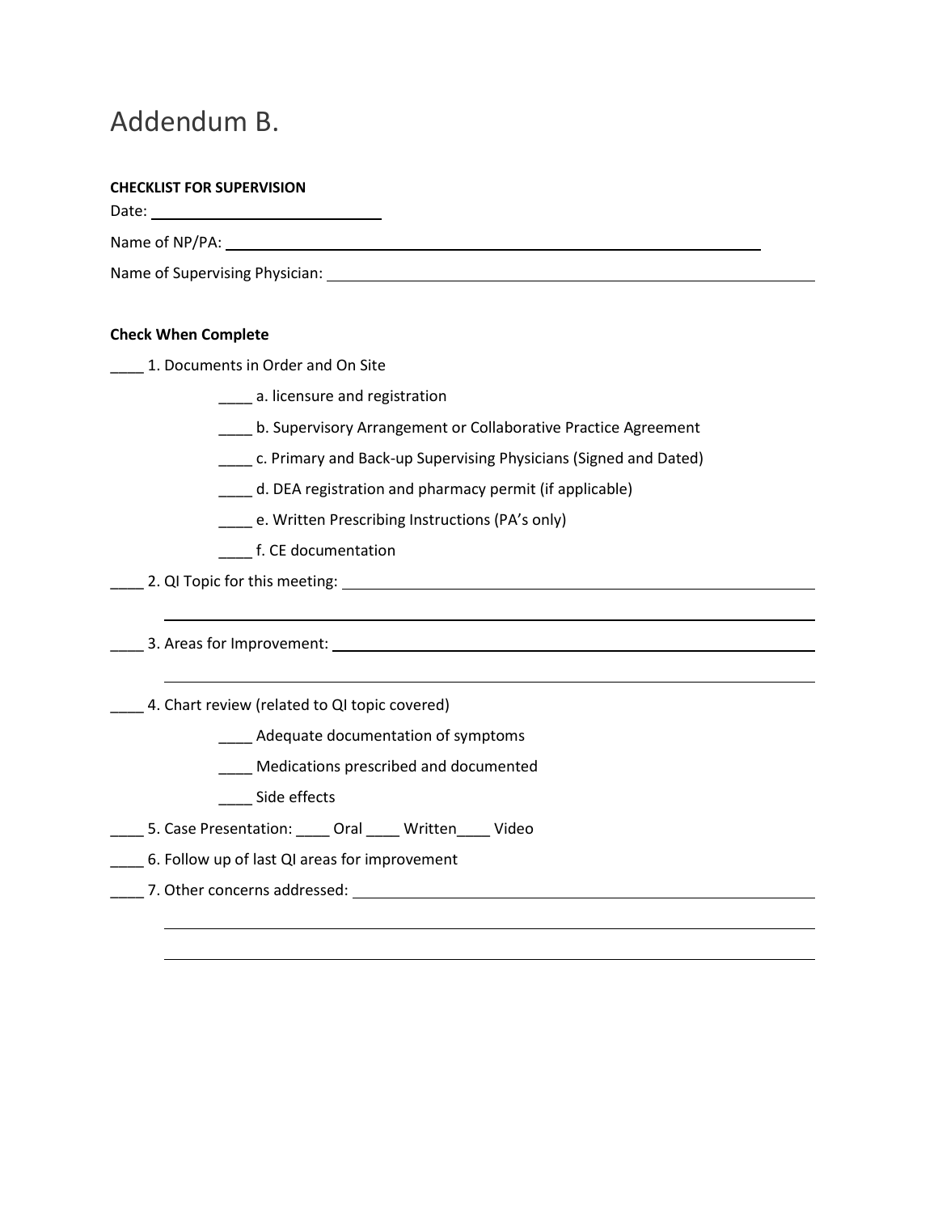# Addendum B.

**CHECKLIST FOR SUPERVISION**

Date: ____________________________

Name of NP/PA: ____________________________________________________________

Name of Supervising Physician: ________________________________________________

**Check When Complete**

____ 1. Documents in Order and On Site

- ____ a. licensure and registration
- ____ b. Supervisory Arrangement or Collaborative Practice Agreement
- ____ c. Primary and Back-up Supervising Physicians (Signed and Dated)
- ____ d. DEA registration and pharmacy permit (if applicable)
- ____ e. Written Prescribing Instructions (PA's only)
- ____ f. CE documentation

____ 2. QI Topic for this meeting: ________________________________________________

________________________________________________________________________

____ 3. Areas for Improvement: __________________________________________________

________________________________________________________________________

____ 4. Chart review (related to QI topic covered)

- ____ Adequate documentation of symptoms
- ____ Medications prescribed and documented
- ____ Side effects

____ 5. Case Presentation: ____ Oral ____ Written____ Video

____ 6. Follow up of last QI areas for improvement

____ 7. Other concerns addressed: ________________________________________________

________________________________________________________________________

________________________________________________________________________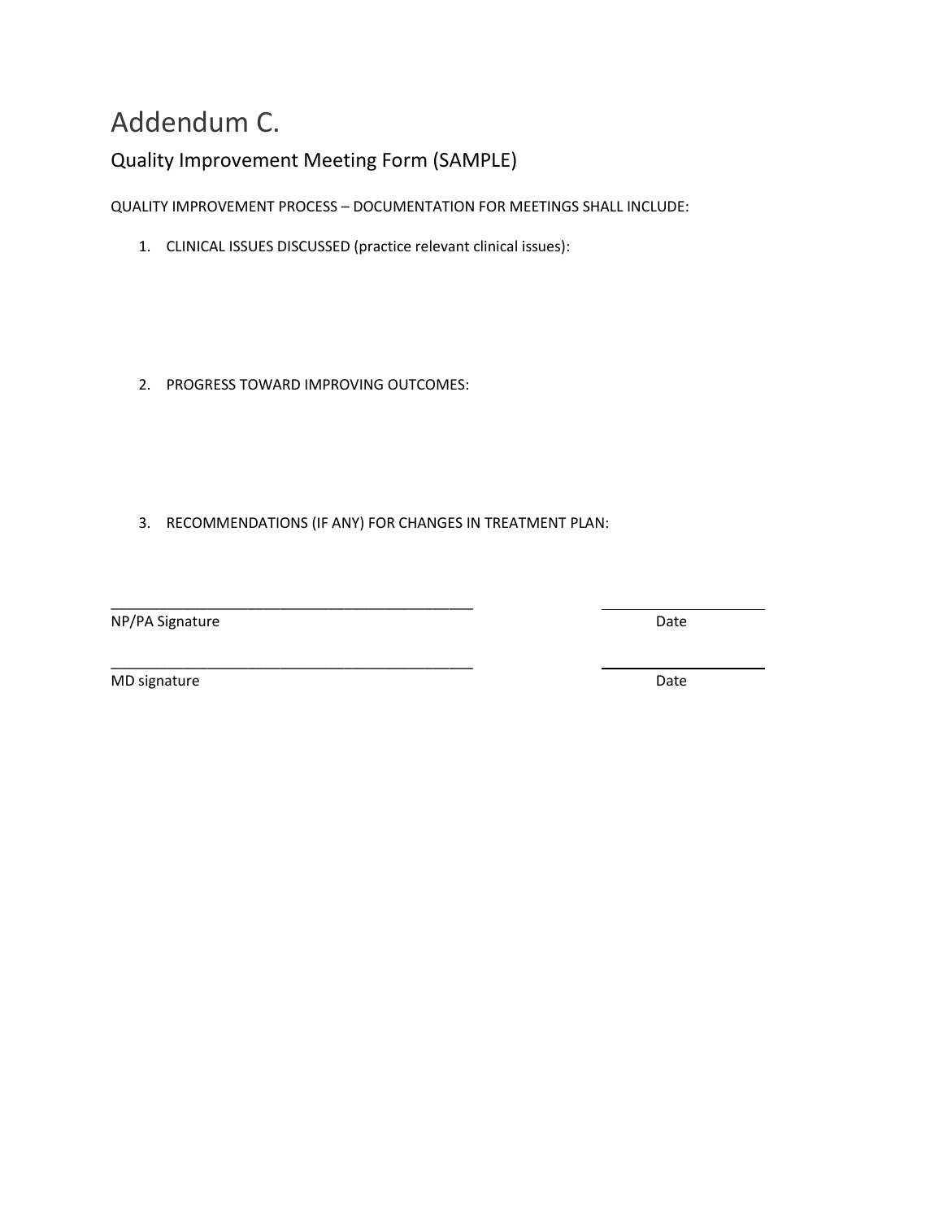# Addendum C.

## Quality Improvement Meeting Form (SAMPLE)

QUALITY IMPROVEMENT PROCESS – DOCUMENTATION FOR MEETINGS SHALL INCLUDE:

1. CLINICAL ISSUES DISCUSSED (practice relevant clinical issues):

2. PROGRESS TOWARD IMPROVING OUTCOMES:

3. RECOMMENDATIONS (IF ANY) FOR CHANGES IN TREATMENT PLAN:

_______________________________________________ ____________________

NP/PA Signature Date

_______________________________________________ ____________________

MD signature Date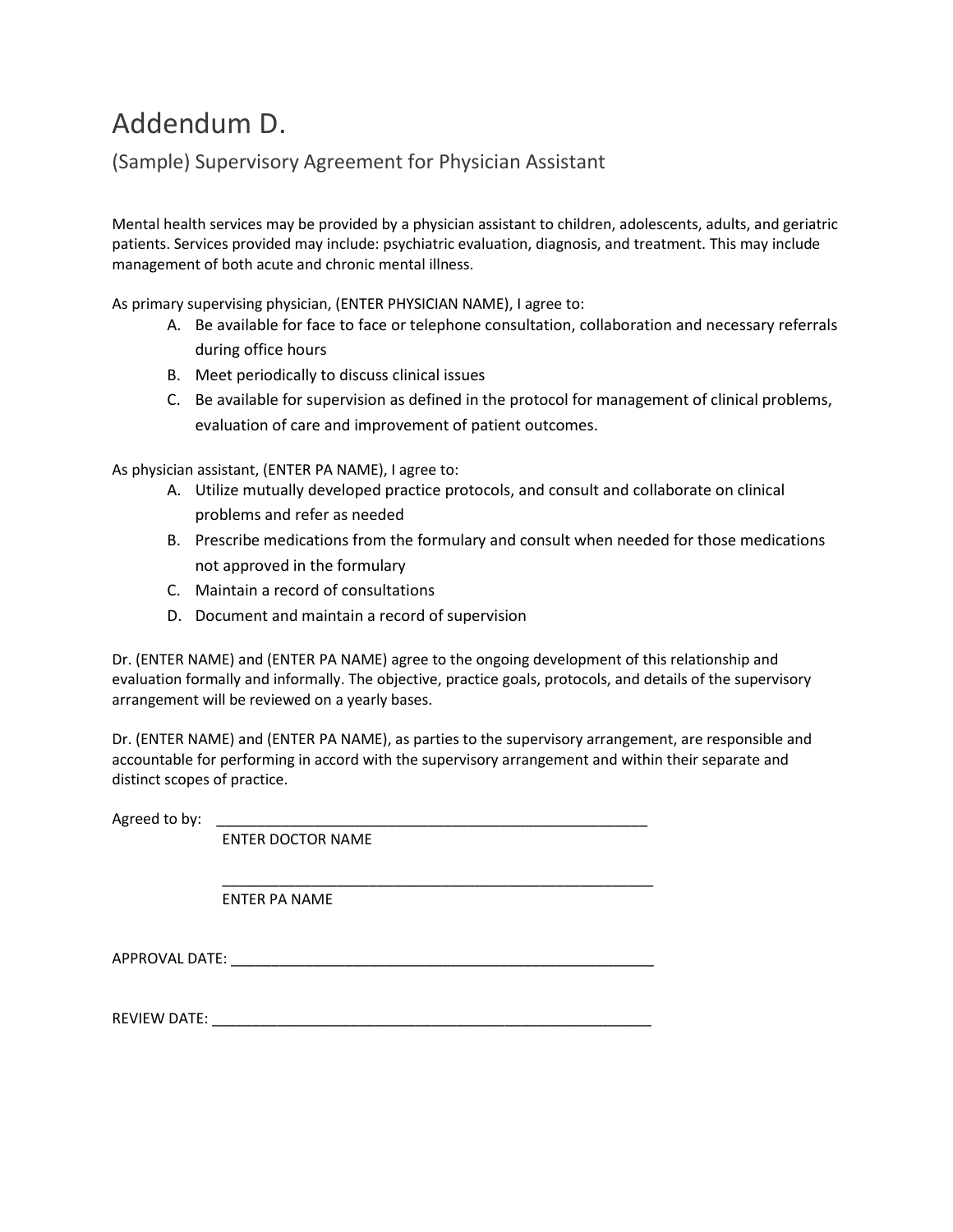# Addendum D.

## (Sample) Supervisory Agreement for Physician Assistant

Mental health services may be provided by a physician assistant to children, adolescents, adults, and geriatric patients. Services provided may include: psychiatric evaluation, diagnosis, and treatment. This may include management of both acute and chronic mental illness.

As primary supervising physician, (ENTER PHYSICIAN NAME), I agree to:

A. Be available for face to face or telephone consultation, collaboration and necessary referrals during office hours
B. Meet periodically to discuss clinical issues
C. Be available for supervision as defined in the protocol for management of clinical problems, evaluation of care and improvement of patient outcomes.

As physician assistant, (ENTER PA NAME), I agree to:

A. Utilize mutually developed practice protocols, and consult and collaborate on clinical problems and refer as needed
B. Prescribe medications from the formulary and consult when needed for those medications not approved in the formulary
C. Maintain a record of consultations
D. Document and maintain a record of supervision

Dr. (ENTER NAME) and (ENTER PA NAME) agree to the ongoing development of this relationship and evaluation formally and informally. The objective, practice goals, protocols, and details of the supervisory arrangement will be reviewed on a yearly bases.

Dr. (ENTER NAME) and (ENTER PA NAME), as parties to the supervisory arrangement, are responsible and accountable for performing in accord with the supervisory arrangement and within their separate and distinct scopes of practice.

Agreed to by: _______________________________________________________
ENTER DOCTOR NAME

_______________________________________________________
ENTER PA NAME

APPROVAL DATE: _______________________________________________________

REVIEW DATE: _______________________________________________________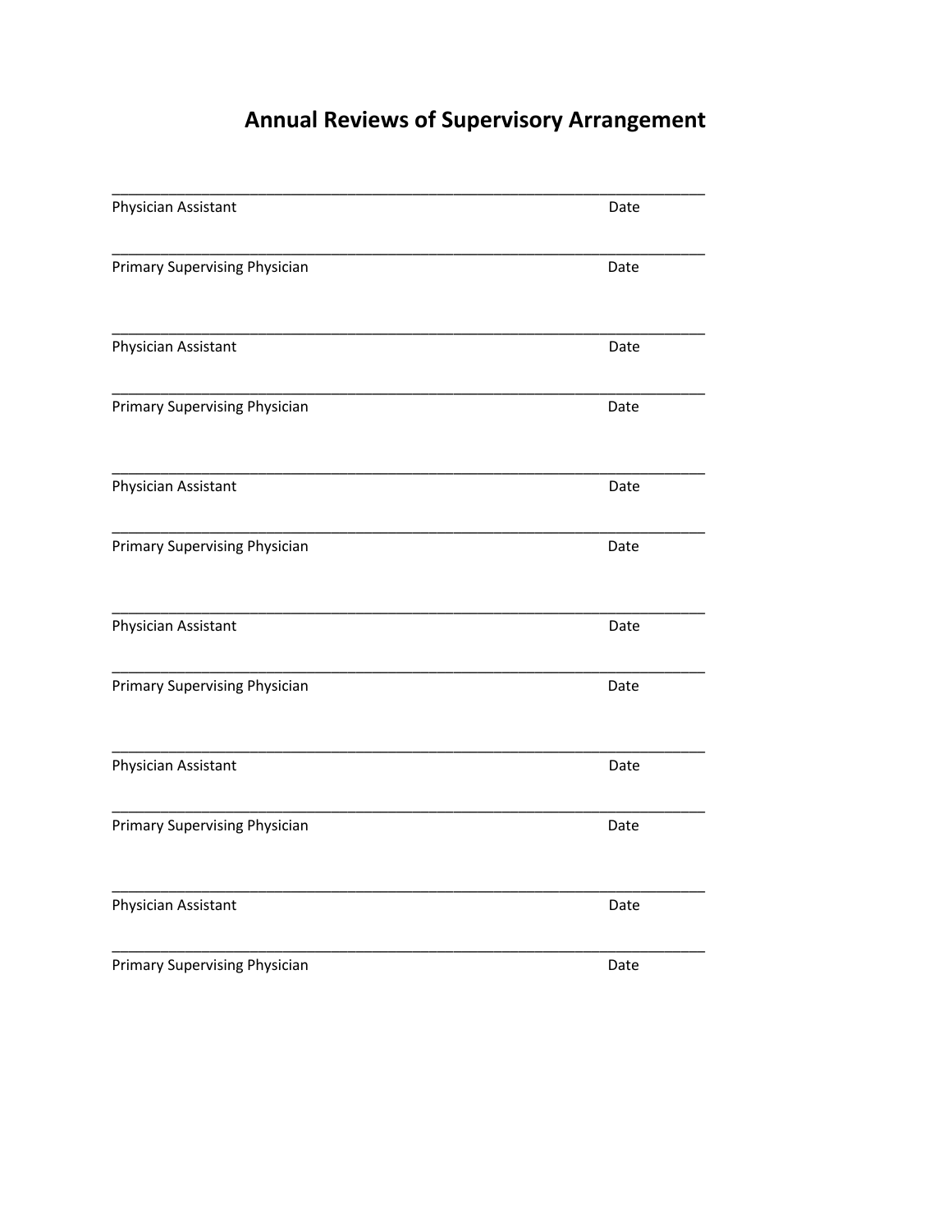# Annual Reviews of Supervisory Arrangement

\_\_\_\_\_\_\_\_\_\_\_\_\_\_\_\_\_\_\_\_\_\_\_\_\_\_\_\_\_\_\_\_\_\_\_\_\_\_\_\_\_\_\_\_\_\_\_\_\_\_\_\_\_\_\_\_\_\_\_\_\_\_\_\_\_\_\_\_\_\_
Physician Assistant                                                                                    Date

\_\_\_\_\_\_\_\_\_\_\_\_\_\_\_\_\_\_\_\_\_\_\_\_\_\_\_\_\_\_\_\_\_\_\_\_\_\_\_\_\_\_\_\_\_\_\_\_\_\_\_\_\_\_\_\_\_\_\_\_\_\_\_\_\_\_\_\_\_\_
Primary Supervising Physician                                                                   Date

\_\_\_\_\_\_\_\_\_\_\_\_\_\_\_\_\_\_\_\_\_\_\_\_\_\_\_\_\_\_\_\_\_\_\_\_\_\_\_\_\_\_\_\_\_\_\_\_\_\_\_\_\_\_\_\_\_\_\_\_\_\_\_\_\_\_\_\_\_\_
Physician Assistant                                                                                    Date

\_\_\_\_\_\_\_\_\_\_\_\_\_\_\_\_\_\_\_\_\_\_\_\_\_\_\_\_\_\_\_\_\_\_\_\_\_\_\_\_\_\_\_\_\_\_\_\_\_\_\_\_\_\_\_\_\_\_\_\_\_\_\_\_\_\_\_\_\_\_
Primary Supervising Physician                                                                   Date

\_\_\_\_\_\_\_\_\_\_\_\_\_\_\_\_\_\_\_\_\_\_\_\_\_\_\_\_\_\_\_\_\_\_\_\_\_\_\_\_\_\_\_\_\_\_\_\_\_\_\_\_\_\_\_\_\_\_\_\_\_\_\_\_\_\_\_\_\_\_
Physician Assistant                                                                                    Date

\_\_\_\_\_\_\_\_\_\_\_\_\_\_\_\_\_\_\_\_\_\_\_\_\_\_\_\_\_\_\_\_\_\_\_\_\_\_\_\_\_\_\_\_\_\_\_\_\_\_\_\_\_\_\_\_\_\_\_\_\_\_\_\_\_\_\_\_\_\_
Primary Supervising Physician                                                                   Date

\_\_\_\_\_\_\_\_\_\_\_\_\_\_\_\_\_\_\_\_\_\_\_\_\_\_\_\_\_\_\_\_\_\_\_\_\_\_\_\_\_\_\_\_\_\_\_\_\_\_\_\_\_\_\_\_\_\_\_\_\_\_\_\_\_\_\_\_\_\_
Physician Assistant                                                                                    Date

\_\_\_\_\_\_\_\_\_\_\_\_\_\_\_\_\_\_\_\_\_\_\_\_\_\_\_\_\_\_\_\_\_\_\_\_\_\_\_\_\_\_\_\_\_\_\_\_\_\_\_\_\_\_\_\_\_\_\_\_\_\_\_\_\_\_\_\_\_\_
Primary Supervising Physician                                                                   Date

\_\_\_\_\_\_\_\_\_\_\_\_\_\_\_\_\_\_\_\_\_\_\_\_\_\_\_\_\_\_\_\_\_\_\_\_\_\_\_\_\_\_\_\_\_\_\_\_\_\_\_\_\_\_\_\_\_\_\_\_\_\_\_\_\_\_\_\_\_\_
Physician Assistant                                                                                    Date

\_\_\_\_\_\_\_\_\_\_\_\_\_\_\_\_\_\_\_\_\_\_\_\_\_\_\_\_\_\_\_\_\_\_\_\_\_\_\_\_\_\_\_\_\_\_\_\_\_\_\_\_\_\_\_\_\_\_\_\_\_\_\_\_\_\_\_\_\_\_
Primary Supervising Physician                                                                   Date

\_\_\_\_\_\_\_\_\_\_\_\_\_\_\_\_\_\_\_\_\_\_\_\_\_\_\_\_\_\_\_\_\_\_\_\_\_\_\_\_\_\_\_\_\_\_\_\_\_\_\_\_\_\_\_\_\_\_\_\_\_\_\_\_\_\_\_\_\_\_
Physician Assistant                                                                                    Date

\_\_\_\_\_\_\_\_\_\_\_\_\_\_\_\_\_\_\_\_\_\_\_\_\_\_\_\_\_\_\_\_\_\_\_\_\_\_\_\_\_\_\_\_\_\_\_\_\_\_\_\_\_\_\_\_\_\_\_\_\_\_\_\_\_\_\_\_\_\_
Primary Supervising Physician                                                                   Date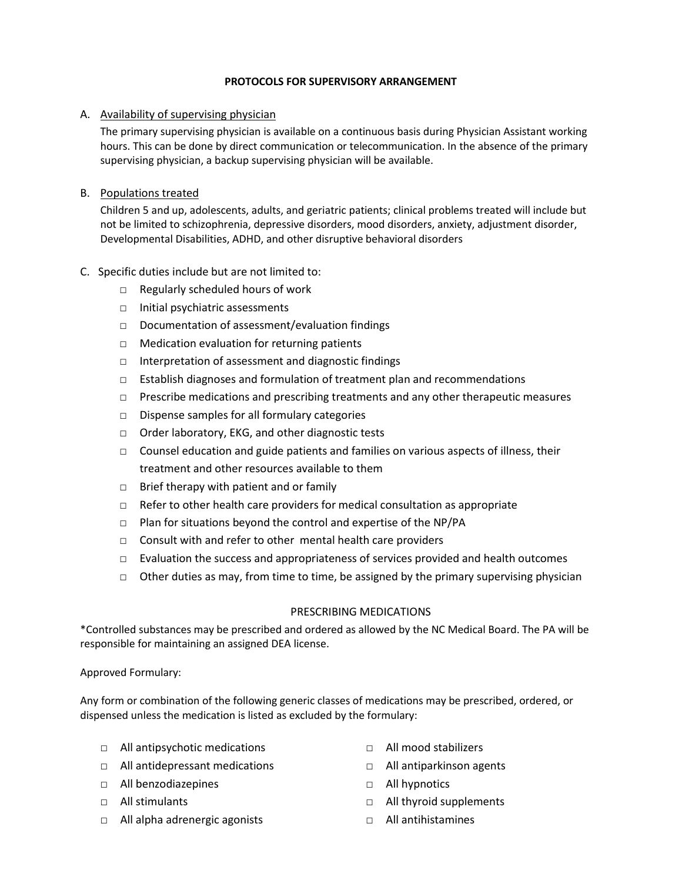**PROTOCOLS FOR SUPERVISORY ARRANGEMENT**

A. Availability of supervising physician

The primary supervising physician is available on a continuous basis during Physician Assistant working hours. This can be done by direct communication or telecommunication. In the absence of the primary supervising physician, a backup supervising physician will be available.

B. Populations treated

Children 5 and up, adolescents, adults, and geriatric patients; clinical problems treated will include but not be limited to schizophrenia, depressive disorders, mood disorders, anxiety, adjustment disorder, Developmental Disabilities, ADHD, and other disruptive behavioral disorders

C. Specific duties include but are not limited to:

- Regularly scheduled hours of work
- Initial psychiatric assessments
- Documentation of assessment/evaluation findings
- Medication evaluation for returning patients
- Interpretation of assessment and diagnostic findings
- Establish diagnoses and formulation of treatment plan and recommendations
- Prescribe medications and prescribing treatments and any other therapeutic measures
- Dispense samples for all formulary categories
- Order laboratory, EKG, and other diagnostic tests
- Counsel education and guide patients and families on various aspects of illness, their treatment and other resources available to them
- Brief therapy with patient and or family
- Refer to other health care providers for medical consultation as appropriate
- Plan for situations beyond the control and expertise of the NP/PA
- Consult with and refer to other mental health care providers
- Evaluation the success and appropriateness of services provided and health outcomes
- Other duties as may, from time to time, be assigned by the primary supervising physician

PRESCRIBING MEDICATIONS

*Controlled substances may be prescribed and ordered as allowed by the NC Medical Board. The PA will be responsible for maintaining an assigned DEA license.

Approved Formulary:

Any form or combination of the following generic classes of medications may be prescribed, ordered, or dispensed unless the medication is listed as excluded by the formulary:

- All antipsychotic medications
- All antidepressant medications
- All benzodiazepines
- All stimulants
- All alpha adrenergic agonists
- All mood stabilizers
- All antiparkinson agents
- All hypnotics
- All thyroid supplements
- All antihistamines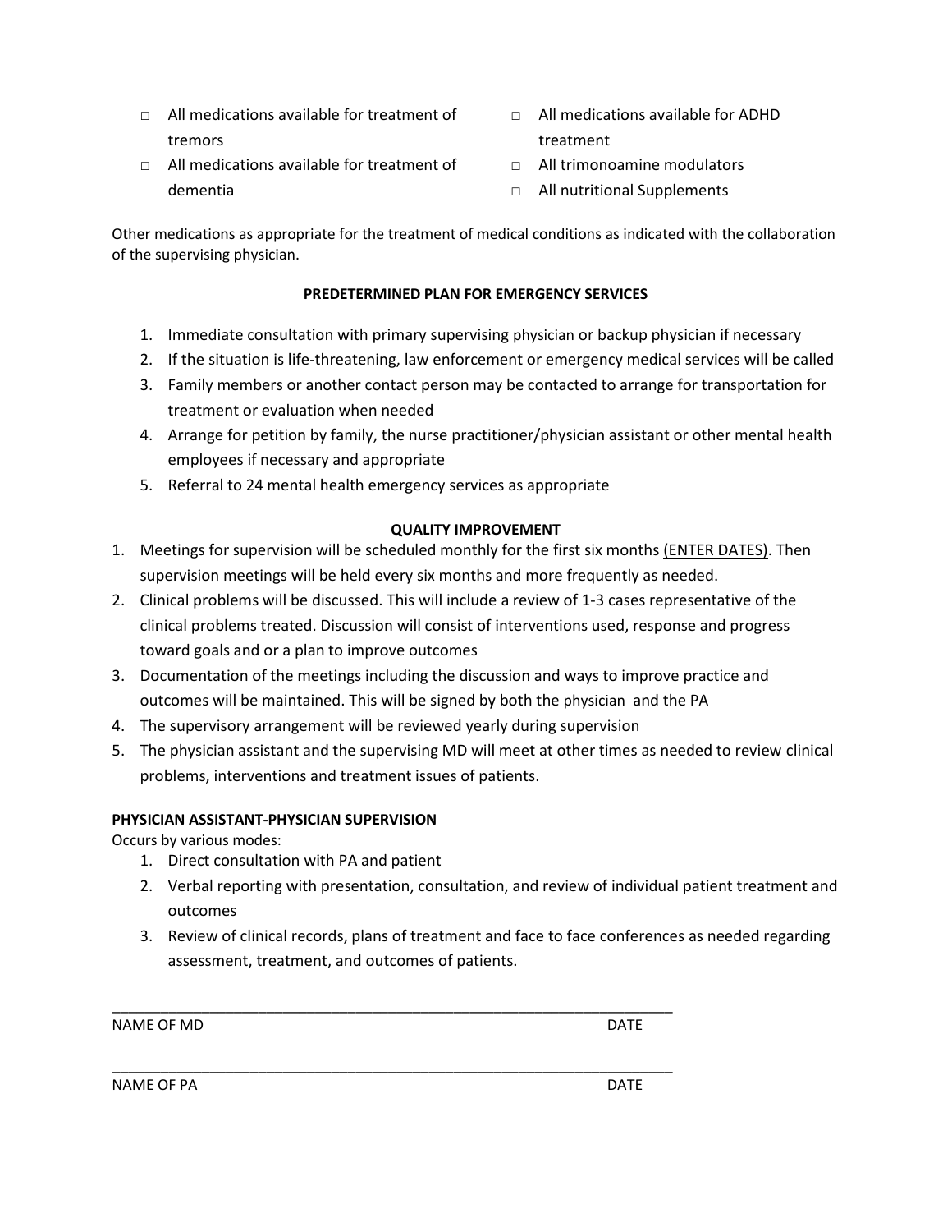- □ All medications available for treatment of tremors
- □ All medications available for treatment of dementia
- □ All medications available for ADHD treatment
- □ All trimonoamine modulators
- □ All nutritional Supplements

Other medications as appropriate for the treatment of medical conditions as indicated with the collaboration of the supervising physician.

**PREDETERMINED PLAN FOR EMERGENCY SERVICES**

1. Immediate consultation with primary supervising physician or backup physician if necessary
2. If the situation is life-threatening, law enforcement or emergency medical services will be called
3. Family members or another contact person may be contacted to arrange for transportation for treatment or evaluation when needed
4. Arrange for petition by family, the nurse practitioner/physician assistant or other mental health employees if necessary and appropriate
5. Referral to 24 mental health emergency services as appropriate

**QUALITY IMPROVEMENT**

1. Meetings for supervision will be scheduled monthly for the first six months (ENTER DATES). Then supervision meetings will be held every six months and more frequently as needed.
2. Clinical problems will be discussed. This will include a review of 1-3 cases representative of the clinical problems treated. Discussion will consist of interventions used, response and progress toward goals and or a plan to improve outcomes
3. Documentation of the meetings including the discussion and ways to improve practice and outcomes will be maintained. This will be signed by both the physician and the PA
4. The supervisory arrangement will be reviewed yearly during supervision
5. The physician assistant and the supervising MD will meet at other times as needed to review clinical problems, interventions and treatment issues of patients.

**PHYSICIAN ASSISTANT-PHYSICIAN SUPERVISION**

Occurs by various modes:

1. Direct consultation with PA and patient
2. Verbal reporting with presentation, consultation, and review of individual patient treatment and outcomes
3. Review of clinical records, plans of treatment and face to face conferences as needed regarding assessment, treatment, and outcomes of patients.

\_\_\_\_\_\_\_\_\_\_\_\_\_\_\_\_\_\_\_\_\_\_\_\_\_\_\_\_\_\_\_\_\_\_\_\_\_\_\_\_\_\_\_\_\_\_\_\_\_\_\_\_\_\_\_\_\_\_\_\_\_\_\_\_

NAME OF MD DATE

\_\_\_\_\_\_\_\_\_\_\_\_\_\_\_\_\_\_\_\_\_\_\_\_\_\_\_\_\_\_\_\_\_\_\_\_\_\_\_\_\_\_\_\_\_\_\_\_\_\_\_\_\_\_\_\_\_\_\_\_\_\_\_\_

NAME OF PA DATE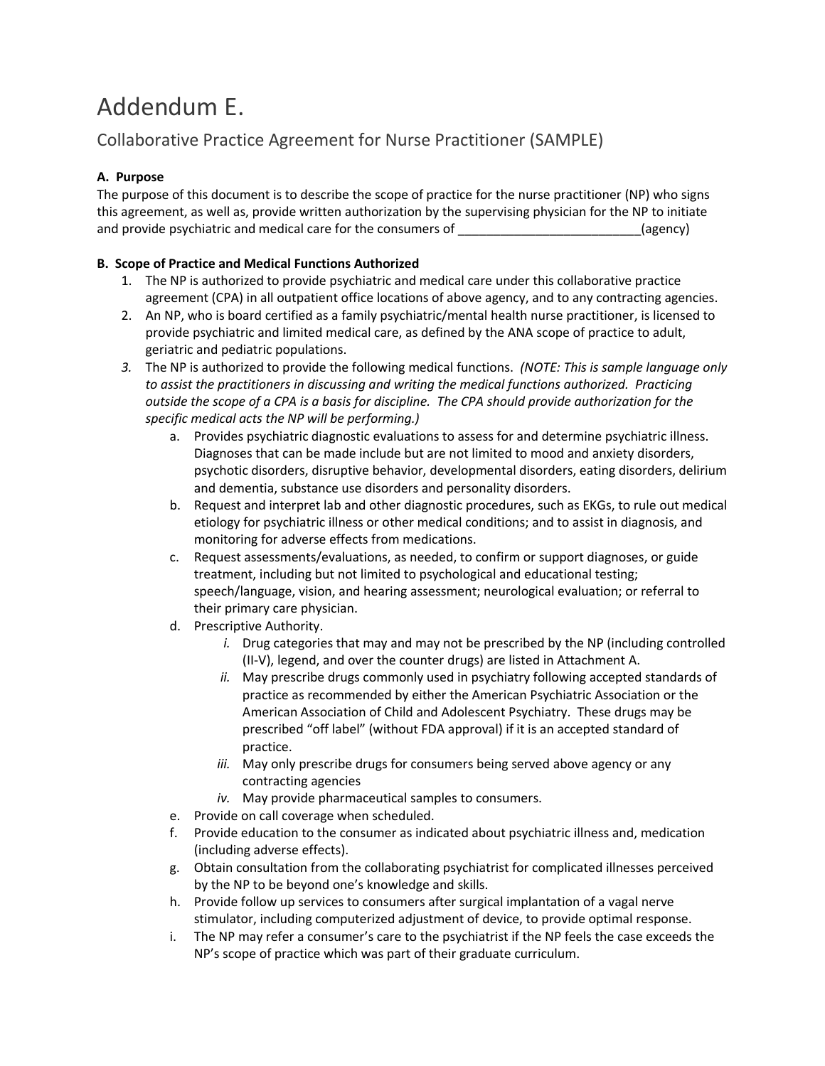# Addendum E.

## Collaborative Practice Agreement for Nurse Practitioner (SAMPLE)

**A. Purpose**

The purpose of this document is to describe the scope of practice for the nurse practitioner (NP) who signs this agreement, as well as, provide written authorization by the supervising physician for the NP to initiate and provide psychiatric and medical care for the consumers of __________________________(agency)

**B. Scope of Practice and Medical Functions Authorized**

1. The NP is authorized to provide psychiatric and medical care under this collaborative practice agreement (CPA) in all outpatient office locations of above agency, and to any contracting agencies.
2. An NP, who is board certified as a family psychiatric/mental health nurse practitioner, is licensed to provide psychiatric and limited medical care, as defined by the ANA scope of practice to adult, geriatric and pediatric populations.
3. The NP is authorized to provide the following medical functions. *(NOTE: This is sample language only to assist the practitioners in discussing and writing the medical functions authorized. Practicing outside the scope of a CPA is a basis for discipline. The CPA should provide authorization for the specific medical acts the NP will be performing.)*
   a. Provides psychiatric diagnostic evaluations to assess for and determine psychiatric illness. Diagnoses that can be made include but are not limited to mood and anxiety disorders, psychotic disorders, disruptive behavior, developmental disorders, eating disorders, delirium and dementia, substance use disorders and personality disorders.
   b. Request and interpret lab and other diagnostic procedures, such as EKGs, to rule out medical etiology for psychiatric illness or other medical conditions; and to assist in diagnosis, and monitoring for adverse effects from medications.
   c. Request assessments/evaluations, as needed, to confirm or support diagnoses, or guide treatment, including but not limited to psychological and educational testing; speech/language, vision, and hearing assessment; neurological evaluation; or referral to their primary care physician.
   d. Prescriptive Authority.
      *i.* Drug categories that may and may not be prescribed by the NP (including controlled (II-V), legend, and over the counter drugs) are listed in Attachment A.
      *ii.* May prescribe drugs commonly used in psychiatry following accepted standards of practice as recommended by either the American Psychiatric Association or the American Association of Child and Adolescent Psychiatry. These drugs may be prescribed "off label" (without FDA approval) if it is an accepted standard of practice.
      *iii.* May only prescribe drugs for consumers being served above agency or any contracting agencies
      *iv.* May provide pharmaceutical samples to consumers.
   e. Provide on call coverage when scheduled.
   f. Provide education to the consumer as indicated about psychiatric illness and, medication (including adverse effects).
   g. Obtain consultation from the collaborating psychiatrist for complicated illnesses perceived by the NP to be beyond one's knowledge and skills.
   h. Provide follow up services to consumers after surgical implantation of a vagal nerve stimulator, including computerized adjustment of device, to provide optimal response.
   i. The NP may refer a consumer's care to the psychiatrist if the NP feels the case exceeds the NP's scope of practice which was part of their graduate curriculum.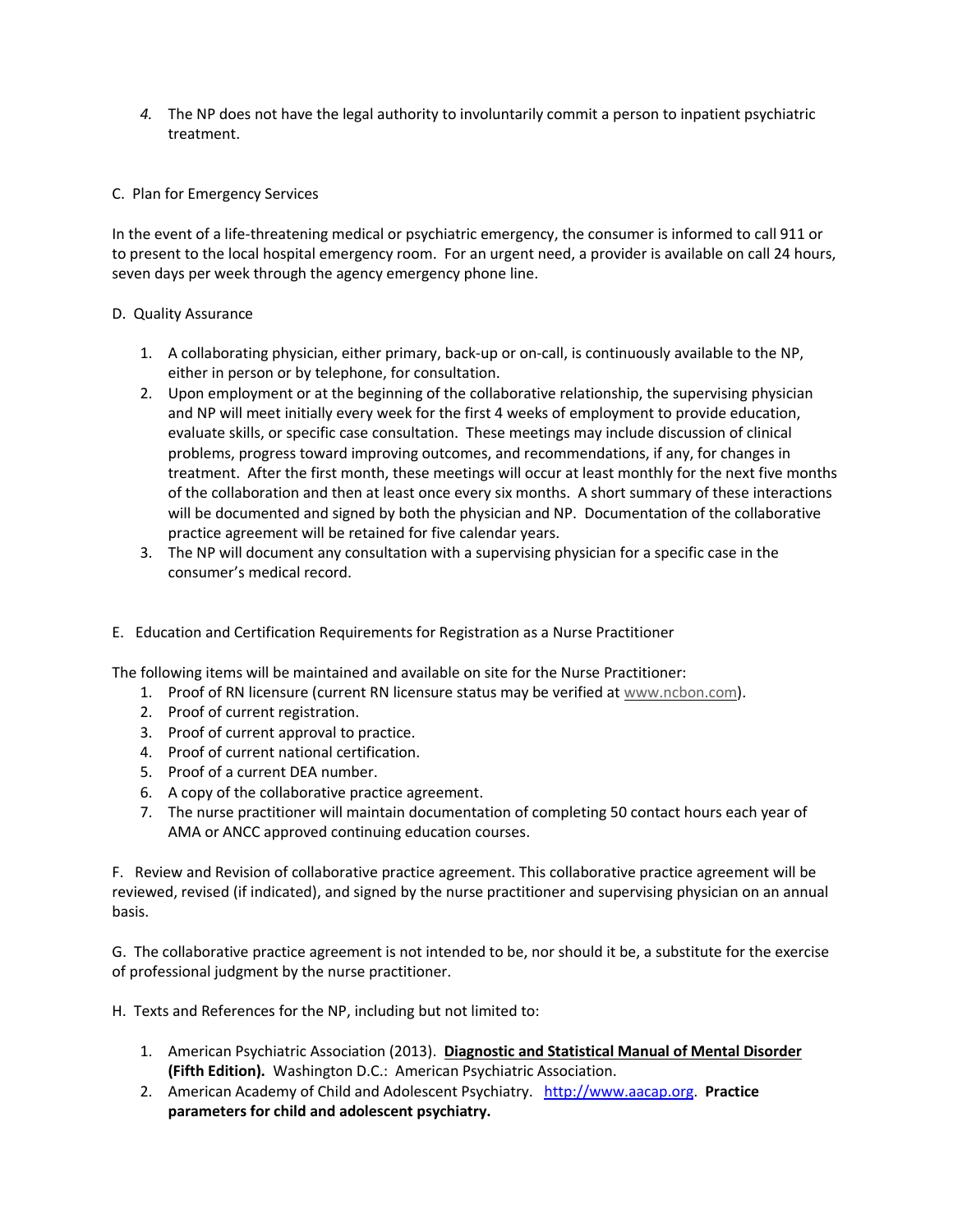*4.* The NP does not have the legal authority to involuntarily commit a person to inpatient psychiatric treatment.

C. Plan for Emergency Services

In the event of a life-threatening medical or psychiatric emergency, the consumer is informed to call 911 or to present to the local hospital emergency room. For an urgent need, a provider is available on call 24 hours, seven days per week through the agency emergency phone line.

D. Quality Assurance

1. A collaborating physician, either primary, back-up or on-call, is continuously available to the NP, either in person or by telephone, for consultation.
2. Upon employment or at the beginning of the collaborative relationship, the supervising physician and NP will meet initially every week for the first 4 weeks of employment to provide education, evaluate skills, or specific case consultation. These meetings may include discussion of clinical problems, progress toward improving outcomes, and recommendations, if any, for changes in treatment. After the first month, these meetings will occur at least monthly for the next five months of the collaboration and then at least once every six months. A short summary of these interactions will be documented and signed by both the physician and NP. Documentation of the collaborative practice agreement will be retained for five calendar years.
3. The NP will document any consultation with a supervising physician for a specific case in the consumer's medical record.

E. Education and Certification Requirements for Registration as a Nurse Practitioner

The following items will be maintained and available on site for the Nurse Practitioner:

1. Proof of RN licensure (current RN licensure status may be verified at www.ncbon.com).
2. Proof of current registration.
3. Proof of current approval to practice.
4. Proof of current national certification.
5. Proof of a current DEA number.
6. A copy of the collaborative practice agreement.
7. The nurse practitioner will maintain documentation of completing 50 contact hours each year of AMA or ANCC approved continuing education courses.

F. Review and Revision of collaborative practice agreement. This collaborative practice agreement will be reviewed, revised (if indicated), and signed by the nurse practitioner and supervising physician on an annual basis.

G. The collaborative practice agreement is not intended to be, nor should it be, a substitute for the exercise of professional judgment by the nurse practitioner.

H. Texts and References for the NP, including but not limited to:

1. American Psychiatric Association (2013). **Diagnostic and Statistical Manual of Mental Disorder (Fifth Edition).** Washington D.C.: American Psychiatric Association.
2. American Academy of Child and Adolescent Psychiatry. http://www.aacap.org. **Practice parameters for child and adolescent psychiatry.**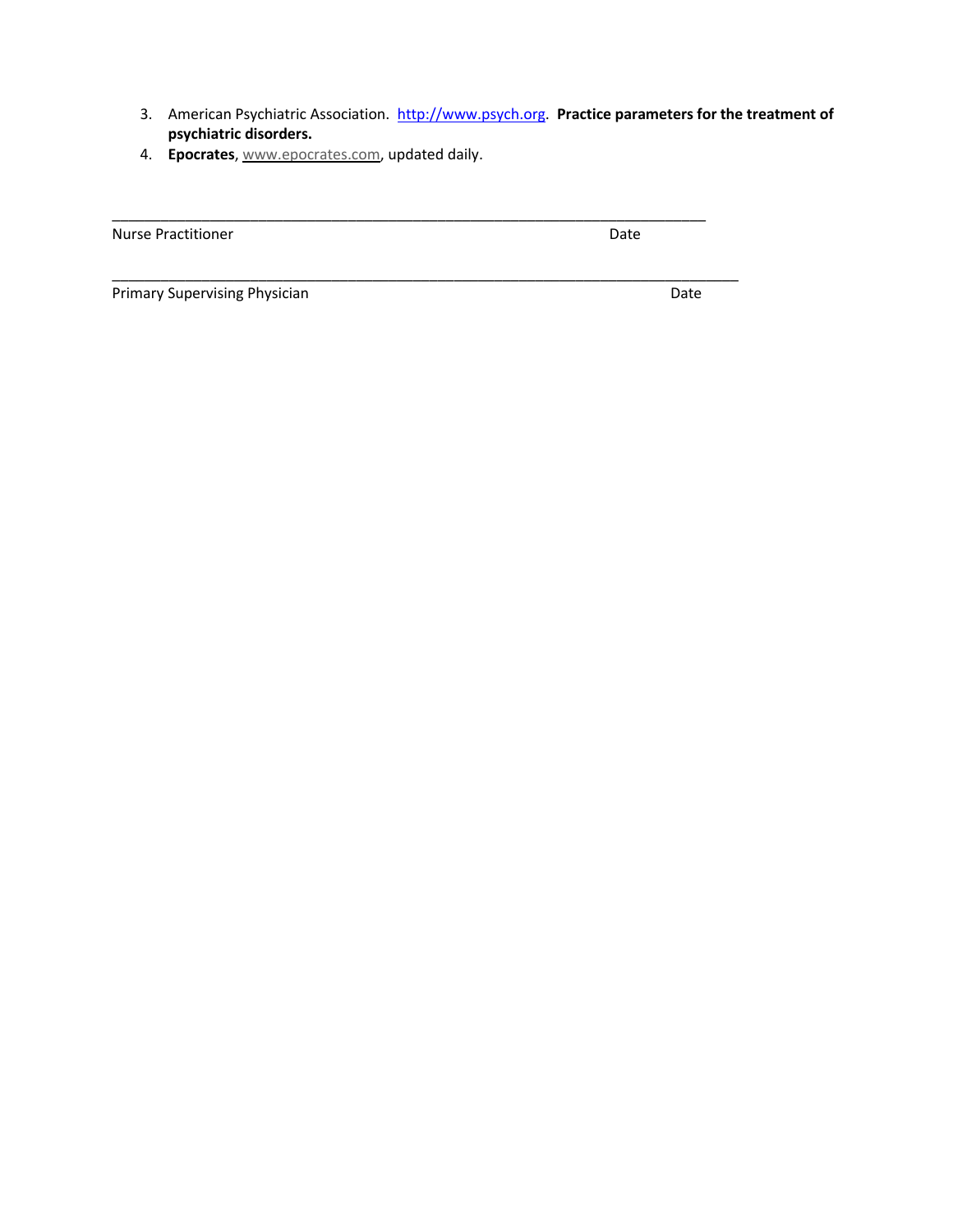3. American Psychiatric Association. http://www.psych.org. **Practice parameters for the treatment of psychiatric disorders.**
4. **Epocrates**, www.epocrates.com, updated daily.

\_\_\_\_\_\_\_\_\_\_\_\_\_\_\_\_\_\_\_\_\_\_\_\_\_\_\_\_\_\_\_\_\_\_\_\_\_\_\_\_\_\_\_\_\_\_\_\_\_\_\_\_\_\_\_\_\_\_\_\_\_\_\_\_\_\_\_\_\_\_\_\_\_\_

Nurse Practitioner Date

\_\_\_\_\_\_\_\_\_\_\_\_\_\_\_\_\_\_\_\_\_\_\_\_\_\_\_\_\_\_\_\_\_\_\_\_\_\_\_\_\_\_\_\_\_\_\_\_\_\_\_\_\_\_\_\_\_\_\_\_\_\_\_\_\_\_\_\_\_\_\_\_\_\_

Primary Supervising Physician Date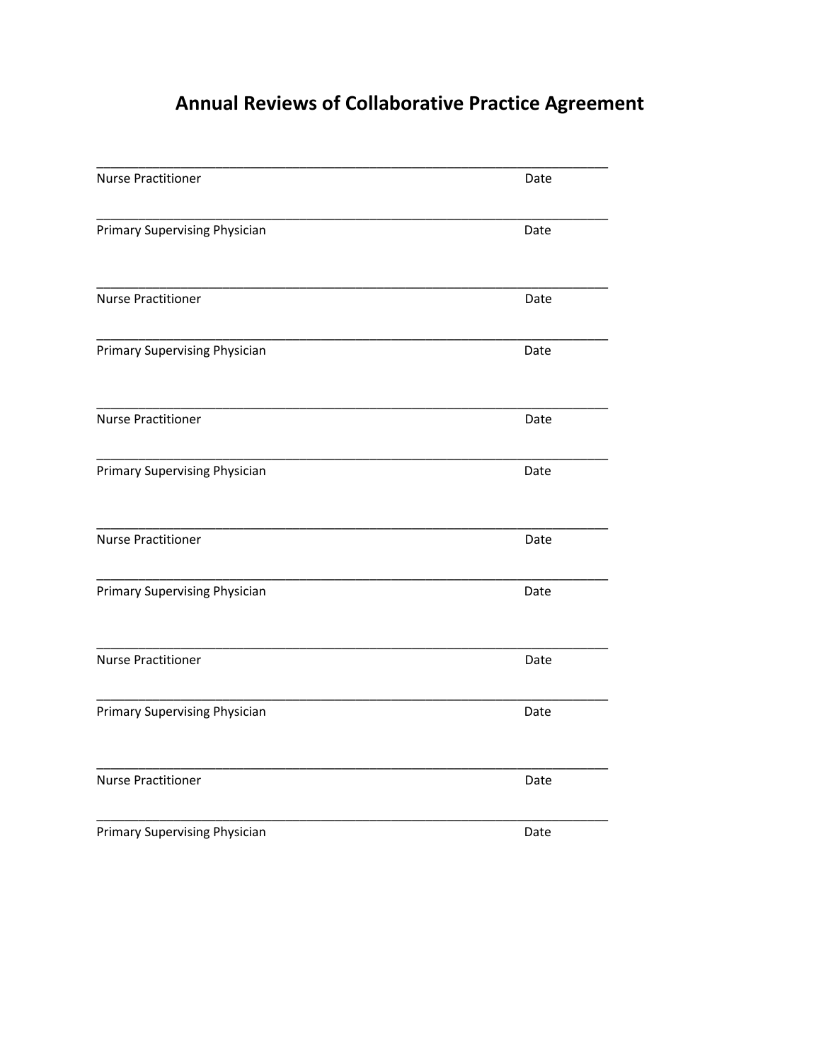# Annual Reviews of Collaborative Practice Agreement

______________________________________________________________________________
Nurse Practitioner Date

______________________________________________________________________________
Primary Supervising Physician Date

______________________________________________________________________________
Nurse Practitioner Date

______________________________________________________________________________
Primary Supervising Physician Date

______________________________________________________________________________
Nurse Practitioner Date

______________________________________________________________________________
Primary Supervising Physician Date

______________________________________________________________________________
Nurse Practitioner Date

______________________________________________________________________________
Primary Supervising Physician Date

______________________________________________________________________________
Nurse Practitioner Date

______________________________________________________________________________
Primary Supervising Physician Date

______________________________________________________________________________
Nurse Practitioner Date

______________________________________________________________________________
Primary Supervising Physician Date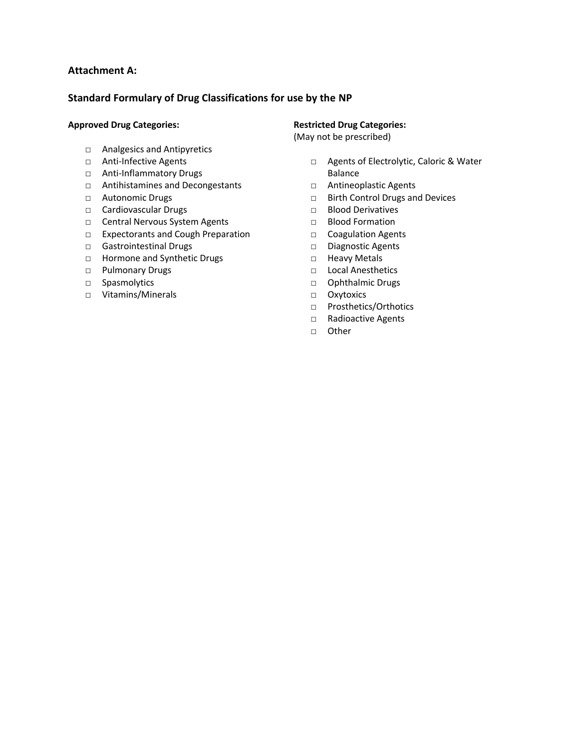## Attachment A:

## Standard Formulary of Drug Classifications for use by the NP

**Approved Drug Categories:**

- □ Analgesics and Antipyretics
- □ Anti-Infective Agents
- □ Anti-Inflammatory Drugs
- □ Antihistamines and Decongestants
- □ Autonomic Drugs
- □ Cardiovascular Drugs
- □ Central Nervous System Agents
- □ Expectorants and Cough Preparation
- □ Gastrointestinal Drugs
- □ Hormone and Synthetic Drugs
- □ Pulmonary Drugs
- □ Spasmolytics
- □ Vitamins/Minerals

**Restricted Drug Categories:**
(May not be prescribed)

- □ Agents of Electrolytic, Caloric & Water Balance
- □ Antineoplastic Agents
- □ Birth Control Drugs and Devices
- □ Blood Derivatives
- □ Blood Formation
- □ Coagulation Agents
- □ Diagnostic Agents
- □ Heavy Metals
- □ Local Anesthetics
- □ Ophthalmic Drugs
- □ Oxytoxics
- □ Prosthetics/Orthotics
- □ Radioactive Agents
- □ Other